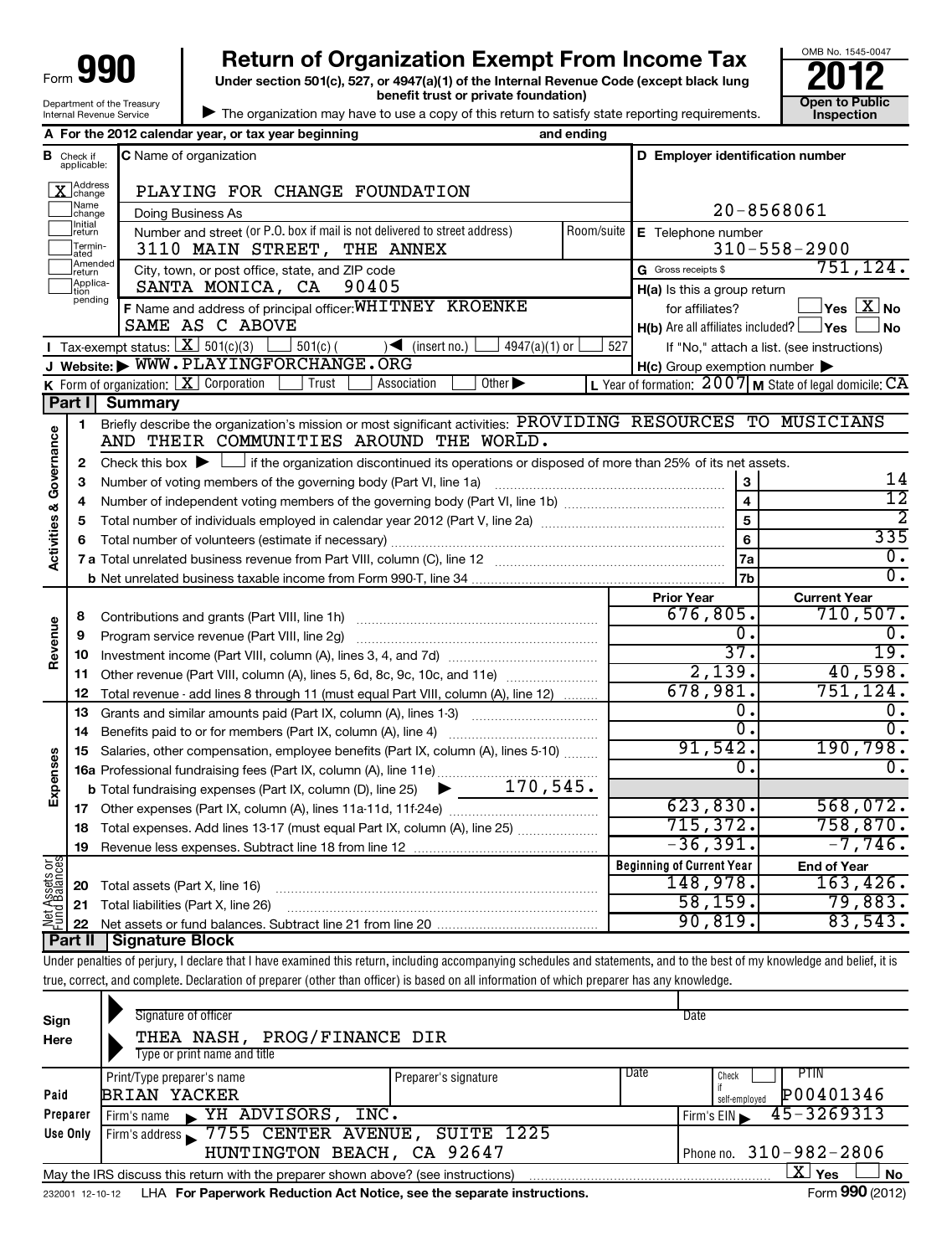# Form 990 — Return of Organization Exempt From Income Tax

**2012**

Under section 501(c), 527, or 4947(a)(1) of the Internal Revenue Code (except black lung benefit trust or private foundation)

Department of the Treasury
Internal Revenue Service

▶ The organization may have to use a copy of this return to satisfy state reporting requirements.

OMB No. 1545-0047

**Open to Public Inspection**

**A** For the 2012 calendar year, or tax year beginning and ending

**B** Check if applicable:
- [X] Address change
- [ ] Name change
- [ ] Initial return
- [ ] Terminated
- [ ] Amended return
- [ ] Application pending

**C** Name of organization: PLAYING FOR CHANGE FOUNDATION

Doing Business As

Number and street (or P.O. box if mail is not delivered to street address): 3110 MAIN STREET, THE ANNEX — Room/suite

City, town, or post office, state, and ZIP code: SANTA MONICA, CA 90405

**D** Employer identification number: 20-8568061

**E** Telephone number: 310-558-2900

**G** Gross receipts $ 751,124.

**F** Name and address of principal officer: WHITNEY KROENKE, SAME AS C ABOVE

**H(a)** Is this a group return for affiliates? [ ] Yes [X] No

**H(b)** Are all affiliates included? [ ] Yes [ ] No — If "No," attach a list. (see instructions)

**I** Tax-exempt status: [X] 501(c)(3) [ ] 501(c) ( ) ◀ (insert no.) [ ] 4947(a)(1) or [ ] 527

**J** Website: ▶ WWW.PLAYINGFORCHANGE.ORG

**H(c)** Group exemption number ▶

**K** Form of organization: [X] Corporation [ ] Trust [ ] Association [ ] Other ▶

**L** Year of formation: 2007 **M** State of legal domicile: CA

## Part I Summary

**Activities & Governance**

1. Briefly describe the organization's mission or most significant activities: PROVIDING RESOURCES TO MUSICIANS AND THEIR COMMUNITIES AROUND THE WORLD.
2. Check this box ▶ [ ] if the organization discontinued its operations or disposed of more than 25% of its net assets.

| | | | |
|---|---|---|---|
| 3 | Number of voting members of the governing body (Part VI, line 1a) | 3 | 14 |
| 4 | Number of independent voting members of the governing body (Part VI, line 1b) | 4 | 12 |
| 5 | Total number of individuals employed in calendar year 2012 (Part V, line 2a) | 5 | 2 |
| 6 | Total number of volunteers (estimate if necessary) | 6 | 335 |
| 7a | Total unrelated business revenue from Part VIII, column (C), line 12 | 7a | 0. |
| b | Net unrelated business taxable income from Form 990-T, line 34 | 7b | 0. |

| | | Prior Year | Current Year |
|---|---|---|---|
| **Revenue** | | | |
| 8 | Contributions and grants (Part VIII, line 1h) | 676,805. | 710,507. |
| 9 | Program service revenue (Part VIII, line 2g) | 0. | 0. |
| 10 | Investment income (Part VIII, column (A), lines 3, 4, and 7d) | 37. | 19. |
| 11 | Other revenue (Part VIII, column (A), lines 5, 6d, 8c, 9c, 10c, and 11e) | 2,139. | 40,598. |
| 12 | Total revenue - add lines 8 through 11 (must equal Part VIII, column (A), line 12) | 678,981. | 751,124. |
| **Expenses** | | | |
| 13 | Grants and similar amounts paid (Part IX, column (A), lines 1-3) | 0. | 0. |
| 14 | Benefits paid to or for members (Part IX, column (A), line 4) | 0. | 0. |
| 15 | Salaries, other compensation, employee benefits (Part IX, column (A), lines 5-10) | 91,542. | 190,798. |
| 16a | Professional fundraising fees (Part IX, column (A), line 11e) | 0. | 0. |
| b | Total fundraising expenses (Part IX, column (D), line 25) ▶ 170,545. | | |
| 17 | Other expenses (Part IX, column (A), lines 11a-11d, 11f-24e) | 623,830. | 568,072. |
| 18 | Total expenses. Add lines 13-17 (must equal Part IX, column (A), line 25) | 715,372. | 758,870. |
| 19 | Revenue less expenses. Subtract line 18 from line 12 | -36,391. | -7,746. |

| | **Net Assets or Fund Balances** | Beginning of Current Year | End of Year |
|---|---|---|---|
| 20 | Total assets (Part X, line 16) | 148,978. | 163,426. |
| 21 | Total liabilities (Part X, line 26) | 58,159. | 79,883. |
| 22 | Net assets or fund balances. Subtract line 21 from line 20 | 90,819. | 83,543. |

## Part II Signature Block

Under penalties of perjury, I declare that I have examined this return, including accompanying schedules and statements, and to the best of my knowledge and belief, it is true, correct, and complete. Declaration of preparer (other than officer) is based on all information of which preparer has any knowledge.

**Sign Here**

Signature of officer — Date

THEA NASH, PROG/FINANCE DIR
Type or print name and title

**Paid Preparer Use Only**

| Print/Type preparer's name | Preparer's signature | Date | Check [ ] if self-employed | PTIN |
|---|---|---|---|---|
| BRIAN YACKER | | | | P00401346 |

Firm's name ▶ YH ADVISORS, INC. — Firm's EIN ▶ 45-3269313

Firm's address ▶ 7755 CENTER AVENUE, SUITE 1225, HUNTINGTON BEACH, CA 92647 — Phone no. 310-982-2806

May the IRS discuss this return with the preparer shown above? (see instructions) [X] Yes [ ] No

232001 12-10-12 LHA For Paperwork Reduction Act Notice, see the separate instructions. Form **990** (2012)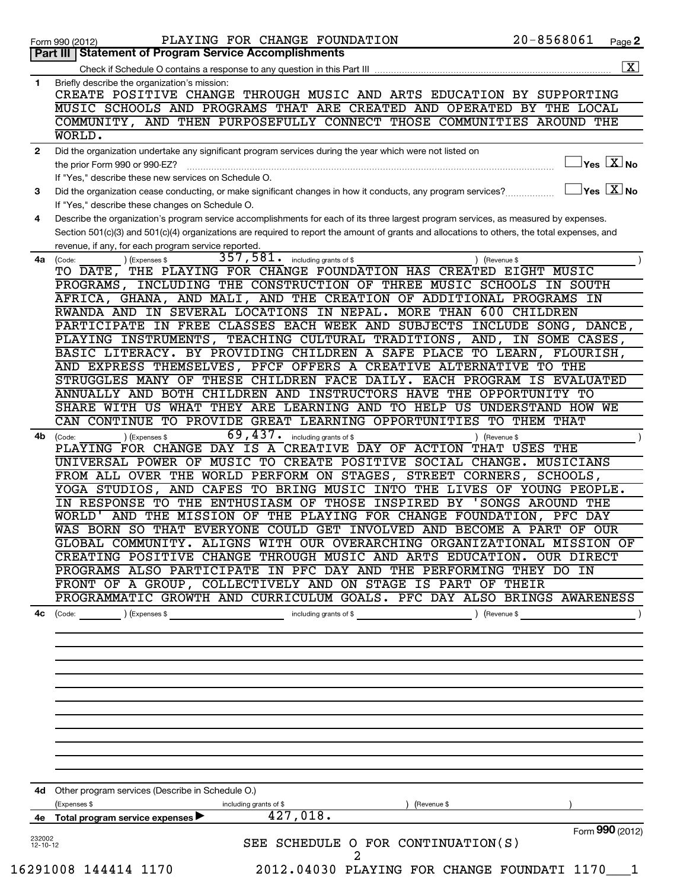Form 990 (2012) PLAYING FOR CHANGE FOUNDATION 20-8568061 Page **2**

## Part III | Statement of Program Service Accomplishments

Check if Schedule O contains a response to any question in this Part III .................... [X]

**1** Briefly describe the organization's mission:

CREATE POSITIVE CHANGE THROUGH MUSIC AND ARTS EDUCATION BY SUPPORTING MUSIC SCHOOLS AND PROGRAMS THAT ARE CREATED AND OPERATED BY THE LOCAL COMMUNITY, AND THEN PURPOSEFULLY CONNECT THOSE COMMUNITIES AROUND THE WORLD.

**2** Did the organization undertake any significant program services during the year which were not listed on the prior Form 990 or 990-EZ? .................... [ ] Yes [X] No

If "Yes," describe these new services on Schedule O.

**3** Did the organization cease conducting, or make significant changes in how it conducts, any program services? .................... [ ] Yes [X] No

If "Yes," describe these changes on Schedule O.

**4** Describe the organization's program service accomplishments for each of its three largest program services, as measured by expenses. Section 501(c)(3) and 501(c)(4) organizations are required to report the amount of grants and allocations to others, the total expenses, and revenue, if any, for each program service reported.

**4a** (Code: ) (Expenses $ 357,581. including grants of $ ) (Revenue $ )

TO DATE, THE PLAYING FOR CHANGE FOUNDATION HAS CREATED EIGHT MUSIC PROGRAMS, INCLUDING THE CONSTRUCTION OF THREE MUSIC SCHOOLS IN SOUTH AFRICA, GHANA, AND MALI, AND THE CREATION OF ADDITIONAL PROGRAMS IN RWANDA AND IN SEVERAL LOCATIONS IN NEPAL. MORE THAN 600 CHILDREN PARTICIPATE IN FREE CLASSES EACH WEEK AND SUBJECTS INCLUDE SONG, DANCE, PLAYING INSTRUMENTS, TEACHING CULTURAL TRADITIONS, AND, IN SOME CASES, BASIC LITERACY. BY PROVIDING CHILDREN A SAFE PLACE TO LEARN, FLOURISH, AND EXPRESS THEMSELVES, PFCF OFFERS A CREATIVE ALTERNATIVE TO THE STRUGGLES MANY OF THESE CHILDREN FACE DAILY. EACH PROGRAM IS EVALUATED ANNUALLY AND BOTH CHILDREN AND INSTRUCTORS HAVE THE OPPORTUNITY TO SHARE WITH US WHAT THEY ARE LEARNING AND TO HELP US UNDERSTAND HOW WE CAN CONTINUE TO PROVIDE GREAT LEARNING OPPORTUNITIES TO THEM THAT

**4b** (Code: ) (Expenses $ 69,437. including grants of $ ) (Revenue $ )

PLAYING FOR CHANGE DAY IS A CREATIVE DAY OF ACTION THAT USES THE UNIVERSAL POWER OF MUSIC TO CREATE POSITIVE SOCIAL CHANGE. MUSICIANS FROM ALL OVER THE WORLD PERFORM ON STAGES, STREET CORNERS, SCHOOLS, YOGA STUDIOS, AND CAFES TO BRING MUSIC INTO THE LIVES OF YOUNG PEOPLE. IN RESPONSE TO THE ENTHUSIASM OF THOSE INSPIRED BY 'SONGS AROUND THE WORLD' AND THE MISSION OF THE PLAYING FOR CHANGE FOUNDATION, PFC DAY WAS BORN SO THAT EVERYONE COULD GET INVOLVED AND BECOME A PART OF OUR GLOBAL COMMUNITY. ALIGNS WITH OUR OVERARCHING ORGANIZATIONAL MISSION OF CREATING POSITIVE CHANGE THROUGH MUSIC AND ARTS EDUCATION. OUR DIRECT PROGRAMS ALSO PARTICIPATE IN PFC DAY AND THE PERFORMING THEY DO IN FRONT OF A GROUP, COLLECTIVELY AND ON STAGE IS PART OF THEIR PROGRAMMATIC GROWTH AND CURRICULUM GOALS. PFC DAY ALSO BRINGS AWARENESS

**4c** (Code: ) (Expenses $ including grants of $ ) (Revenue $ )

**4d** Other program services (Describe in Schedule O.)

(Expenses $ including grants of $ ) (Revenue $ )

**4e** Total program service expenses ▶ 427,018.

Form **990** (2012)

232002 12-10-12

SEE SCHEDULE O FOR CONTINUATION(S)

16291008 144414 1170 2012.04030 PLAYING FOR CHANGE FOUNDATI 1170___1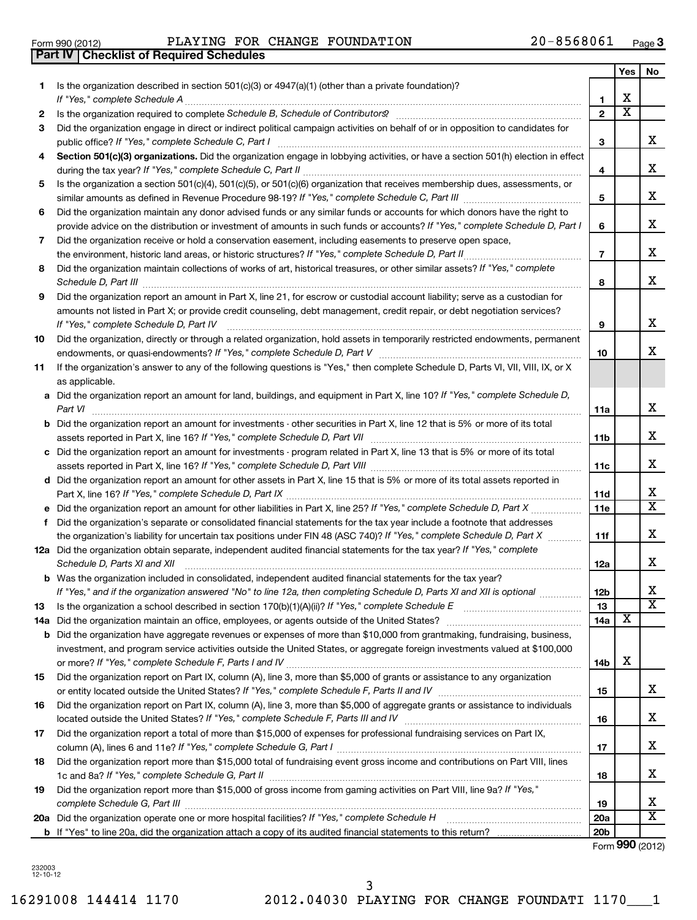Form 990 (2012) PLAYING FOR CHANGE FOUNDATION 20-8568061 Page 3

**Part IV Checklist of Required Schedules**

| | | | Yes | No |
|---|---|---|---|---|
| 1 | Is the organization described in section 501(c)(3) or 4947(a)(1) (other than a private foundation)? *If "Yes," complete Schedule A* | 1 | X | |
| 2 | Is the organization required to complete *Schedule B, Schedule of Contributors*? | 2 | X | |
| 3 | Did the organization engage in direct or indirect political campaign activities on behalf of or in opposition to candidates for public office? *If "Yes," complete Schedule C, Part I* | 3 | | X |
| 4 | **Section 501(c)(3) organizations.** Did the organization engage in lobbying activities, or have a section 501(h) election in effect during the tax year? *If "Yes," complete Schedule C, Part II* | 4 | | X |
| 5 | Is the organization a section 501(c)(4), 501(c)(5), or 501(c)(6) organization that receives membership dues, assessments, or similar amounts as defined in Revenue Procedure 98-19? *If "Yes," complete Schedule C, Part III* | 5 | | X |
| 6 | Did the organization maintain any donor advised funds or any similar funds or accounts for which donors have the right to provide advice on the distribution or investment of amounts in such funds or accounts? *If "Yes," complete Schedule D, Part I* | 6 | | X |
| 7 | Did the organization receive or hold a conservation easement, including easements to preserve open space, the environment, historic land areas, or historic structures? *If "Yes," complete Schedule D, Part II* | 7 | | X |
| 8 | Did the organization maintain collections of works of art, historical treasures, or other similar assets? *If "Yes," complete Schedule D, Part III* | 8 | | X |
| 9 | Did the organization report an amount in Part X, line 21, for escrow or custodial account liability; serve as a custodian for amounts not listed in Part X; or provide credit counseling, debt management, credit repair, or debt negotiation services? *If "Yes," complete Schedule D, Part IV* | 9 | | X |
| 10 | Did the organization, directly or through a related organization, hold assets in temporarily restricted endowments, permanent endowments, or quasi-endowments? *If "Yes," complete Schedule D, Part V* | 10 | | X |
| 11 | If the organization's answer to any of the following questions is "Yes," then complete Schedule D, Parts VI, VII, VIII, IX, or X as applicable. | | | |
| a | Did the organization report an amount for land, buildings, and equipment in Part X, line 10? *If "Yes," complete Schedule D, Part VI* | 11a | | X |
| b | Did the organization report an amount for investments - other securities in Part X, line 12 that is 5% or more of its total assets reported in Part X, line 16? *If "Yes," complete Schedule D, Part VII* | 11b | | X |
| c | Did the organization report an amount for investments - program related in Part X, line 13 that is 5% or more of its total assets reported in Part X, line 16? *If "Yes," complete Schedule D, Part VIII* | 11c | | X |
| d | Did the organization report an amount for other assets in Part X, line 15 that is 5% or more of its total assets reported in Part X, line 16? *If "Yes," complete Schedule D, Part IX* | 11d | | X |
| e | Did the organization report an amount for other liabilities in Part X, line 25? *If "Yes," complete Schedule D, Part X* | 11e | | X |
| f | Did the organization's separate or consolidated financial statements for the tax year include a footnote that addresses the organization's liability for uncertain tax positions under FIN 48 (ASC 740)? *If "Yes," complete Schedule D, Part X* | 11f | | X |
| 12a | Did the organization obtain separate, independent audited financial statements for the tax year? *If "Yes," complete Schedule D, Parts XI and XII* | 12a | | X |
| b | Was the organization included in consolidated, independent audited financial statements for the tax year? *If "Yes," and if the organization answered "No" to line 12a, then completing Schedule D, Parts XI and XII is optional* | 12b | | X |
| 13 | Is the organization a school described in section 170(b)(1)(A)(ii)? *If "Yes," complete Schedule E* | 13 | | X |
| 14a | Did the organization maintain an office, employees, or agents outside of the United States? | 14a | X | |
| b | Did the organization have aggregate revenues or expenses of more than $10,000 from grantmaking, fundraising, business, investment, and program service activities outside the United States, or aggregate foreign investments valued at $100,000 or more? *If "Yes," complete Schedule F, Parts I and IV* | 14b | X | |
| 15 | Did the organization report on Part IX, column (A), line 3, more than $5,000 of grants or assistance to any organization or entity located outside the United States? *If "Yes," complete Schedule F, Parts II and IV* | 15 | | X |
| 16 | Did the organization report on Part IX, column (A), line 3, more than $5,000 of aggregate grants or assistance to individuals located outside the United States? *If "Yes," complete Schedule F, Parts III and IV* | 16 | | X |
| 17 | Did the organization report a total of more than $15,000 of expenses for professional fundraising services on Part IX, column (A), lines 6 and 11e? *If "Yes," complete Schedule G, Part I* | 17 | | X |
| 18 | Did the organization report more than $15,000 total of fundraising event gross income and contributions on Part VIII, lines 1c and 8a? *If "Yes," complete Schedule G, Part II* | 18 | | X |
| 19 | Did the organization report more than $15,000 of gross income from gaming activities on Part VIII, line 9a? *If "Yes," complete Schedule G, Part III* | 19 | | X |
| 20a | Did the organization operate one or more hospital facilities? *If "Yes," complete Schedule H* | 20a | | X |
| b | If "Yes" to line 20a, did the organization attach a copy of its audited financial statements to this return? | 20b | | |

Form **990** (2012)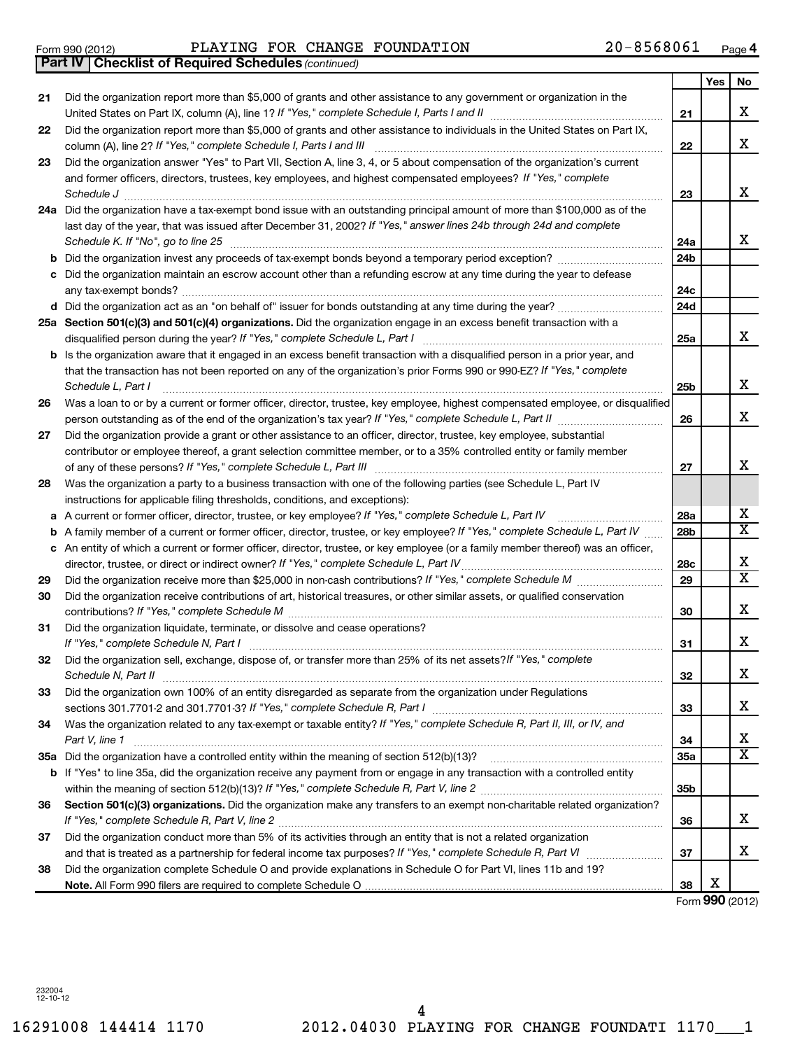Form 990 (2012) PLAYING FOR CHANGE FOUNDATION 20-8568061 Page 4

**Part IV | Checklist of Required Schedules** *(continued)*

| | | | Yes | No |
|---|---|---|---|---|
| 21 | Did the organization report more than $5,000 of grants and other assistance to any government or organization in the United States on Part IX, column (A), line 1? *If "Yes," complete Schedule I, Parts I and II* | 21 | | X |
| 22 | Did the organization report more than $5,000 of grants and other assistance to individuals in the United States on Part IX, column (A), line 2? *If "Yes," complete Schedule I, Parts I and III* | 22 | | X |
| 23 | Did the organization answer "Yes" to Part VII, Section A, line 3, 4, or 5 about compensation of the organization's current and former officers, directors, trustees, key employees, and highest compensated employees? *If "Yes," complete Schedule J* | 23 | | X |
| 24a | Did the organization have a tax-exempt bond issue with an outstanding principal amount of more than $100,000 as of the last day of the year, that was issued after December 31, 2002? *If "Yes," answer lines 24b through 24d and complete Schedule K. If "No", go to line 25* | 24a | | X |
| b | Did the organization invest any proceeds of tax-exempt bonds beyond a temporary period exception? | 24b | | |
| c | Did the organization maintain an escrow account other than a refunding escrow at any time during the year to defease any tax-exempt bonds? | 24c | | |
| d | Did the organization act as an "on behalf of" issuer for bonds outstanding at any time during the year? | 24d | | |
| 25a | **Section 501(c)(3) and 501(c)(4) organizations.** Did the organization engage in an excess benefit transaction with a disqualified person during the year? *If "Yes," complete Schedule L, Part I* | 25a | | X |
| b | Is the organization aware that it engaged in an excess benefit transaction with a disqualified person in a prior year, and that the transaction has not been reported on any of the organization's prior Forms 990 or 990-EZ? *If "Yes," complete Schedule L, Part I* | 25b | | X |
| 26 | Was a loan to or by a current or former officer, director, trustee, key employee, highest compensated employee, or disqualified person outstanding as of the end of the organization's tax year? *If "Yes," complete Schedule L, Part II* | 26 | | X |
| 27 | Did the organization provide a grant or other assistance to an officer, director, trustee, key employee, substantial contributor or employee thereof, a grant selection committee member, or to a 35% controlled entity or family member of any of these persons? *If "Yes," complete Schedule L, Part III* | 27 | | X |
| 28 | Was the organization a party to a business transaction with one of the following parties (see Schedule L, Part IV instructions for applicable filing thresholds, conditions, and exceptions): | | | |
| a | A current or former officer, director, trustee, or key employee? *If "Yes," complete Schedule L, Part IV* | 28a | | X |
| b | A family member of a current or former officer, director, trustee, or key employee? *If "Yes," complete Schedule L, Part IV* | 28b | | X |
| c | An entity of which a current or former officer, director, trustee, or key employee (or a family member thereof) was an officer, director, trustee, or direct or indirect owner? *If "Yes," complete Schedule L, Part IV* | 28c | | X |
| 29 | Did the organization receive more than $25,000 in non-cash contributions? *If "Yes," complete Schedule M* | 29 | | X |
| 30 | Did the organization receive contributions of art, historical treasures, or other similar assets, or qualified conservation contributions? *If "Yes," complete Schedule M* | 30 | | X |
| 31 | Did the organization liquidate, terminate, or dissolve and cease operations? *If "Yes," complete Schedule N, Part I* | 31 | | X |
| 32 | Did the organization sell, exchange, dispose of, or transfer more than 25% of its net assets? *If "Yes," complete Schedule N, Part II* | 32 | | X |
| 33 | Did the organization own 100% of an entity disregarded as separate from the organization under Regulations sections 301.7701-2 and 301.7701-3? *If "Yes," complete Schedule R, Part I* | 33 | | X |
| 34 | Was the organization related to any tax-exempt or taxable entity? *If "Yes," complete Schedule R, Part II, III, or IV, and Part V, line 1* | 34 | | X |
| 35a | Did the organization have a controlled entity within the meaning of section 512(b)(13)? | 35a | | X |
| b | If "Yes" to line 35a, did the organization receive any payment from or engage in any transaction with a controlled entity within the meaning of section 512(b)(13)? *If "Yes," complete Schedule R, Part V, line 2* | 35b | | |
| 36 | **Section 501(c)(3) organizations.** Did the organization make any transfers to an exempt non-charitable related organization? *If "Yes," complete Schedule R, Part V, line 2* | 36 | | X |
| 37 | Did the organization conduct more than 5% of its activities through an entity that is not a related organization and that is treated as a partnership for federal income tax purposes? *If "Yes," complete Schedule R, Part VI* | 37 | | X |
| 38 | Did the organization complete Schedule O and provide explanations in Schedule O for Part VI, lines 11b and 19? **Note.** All Form 990 filers are required to complete Schedule O | 38 | X | |

Form **990** (2012)

232004
12-10-12

16291008 144414 1170 2012.04030 PLAYING FOR CHANGE FOUNDATI 1170___1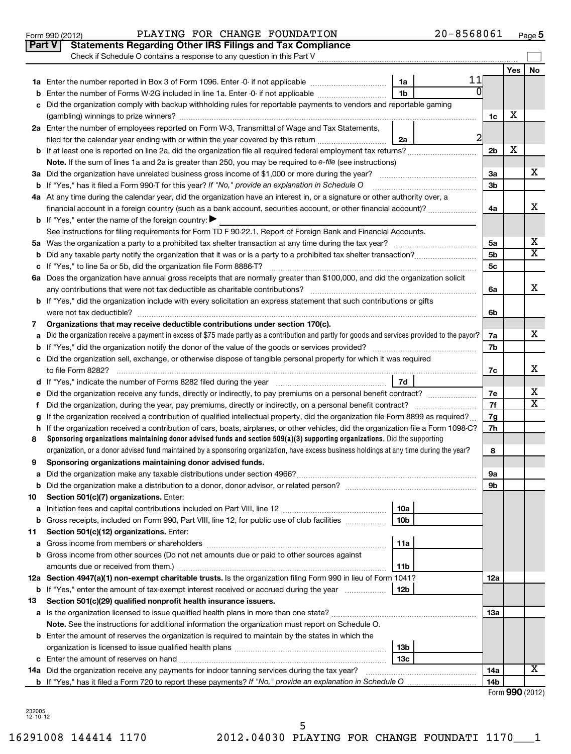Form 990 (2012) PLAYING FOR CHANGE FOUNDATION 20-8568061 Page 5

## Part V Statements Regarding Other IRS Filings and Tax Compliance

Check if Schedule O contains a response to any question in this Part V ☐

| | | | | | Yes | No |
|---|---|---|---|---|---|---|
| **1a** | Enter the number reported in Box 3 of Form 1096. Enter -0- if not applicable | 1a | 11 | | | |
| **b** | Enter the number of Forms W-2G included in line 1a. Enter -0- if not applicable | 1b | 0 | | | |
| **c** | Did the organization comply with backup withholding rules for reportable payments to vendors and reportable gaming (gambling) winnings to prize winners? | | | 1c | X | |
| **2a** | Enter the number of employees reported on Form W-3, Transmittal of Wage and Tax Statements, filed for the calendar year ending with or within the year covered by this return | 2a | 2 | | | |
| **b** | If at least one is reported on line 2a, did the organization file all required federal employment tax returns? | | | 2b | X | |
| | **Note.** If the sum of lines 1a and 2a is greater than 250, you may be required to *e-file* (see instructions) | | | | | |
| **3a** | Did the organization have unrelated business gross income of $1,000 or more during the year? | | | 3a | | X |
| **b** | If "Yes," has it filed a Form 990-T for this year? *If "No," provide an explanation in Schedule O* | | | 3b | | |
| **4a** | At any time during the calendar year, did the organization have an interest in, or a signature or other authority over, a financial account in a foreign country (such as a bank account, securities account, or other financial account)? | | | 4a | | X |
| **b** | If "Yes," enter the name of the foreign country: ▶ | | | | | |
| | See instructions for filing requirements for Form TD F 90-22.1, Report of Foreign Bank and Financial Accounts. | | | | | |
| **5a** | Was the organization a party to a prohibited tax shelter transaction at any time during the tax year? | | | 5a | | X |
| **b** | Did any taxable party notify the organization that it was or is a party to a prohibited tax shelter transaction? | | | 5b | | X |
| **c** | If "Yes," to line 5a or 5b, did the organization file Form 8886-T? | | | 5c | | |
| **6a** | Does the organization have annual gross receipts that are normally greater than $100,000, and did the organization solicit any contributions that were not tax deductible as charitable contributions? | | | 6a | | X |
| **b** | If "Yes," did the organization include with every solicitation an express statement that such contributions or gifts were not tax deductible? | | | 6b | | |
| **7** | **Organizations that may receive deductible contributions under section 170(c).** | | | | | |
| **a** | Did the organization receive a payment in excess of $75 made partly as a contribution and partly for goods and services provided to the payor? | | | 7a | | X |
| **b** | If "Yes," did the organization notify the donor of the value of the goods or services provided? | | | 7b | | |
| **c** | Did the organization sell, exchange, or otherwise dispose of tangible personal property for which it was required to file Form 8282? | | | 7c | | X |
| **d** | If "Yes," indicate the number of Forms 8282 filed during the year | 7d | | | | |
| **e** | Did the organization receive any funds, directly or indirectly, to pay premiums on a personal benefit contract? | | | 7e | | X |
| **f** | Did the organization, during the year, pay premiums, directly or indirectly, on a personal benefit contract? | | | 7f | | X |
| **g** | If the organization received a contribution of qualified intellectual property, did the organization file Form 8899 as required? | | | 7g | | |
| **h** | If the organization received a contribution of cars, boats, airplanes, or other vehicles, did the organization file a Form 1098-C? | | | 7h | | |
| **8** | **Sponsoring organizations maintaining donor advised funds and section 509(a)(3) supporting organizations.** Did the supporting organization, or a donor advised fund maintained by a sponsoring organization, have excess business holdings at any time during the year? | | | 8 | | |
| **9** | **Sponsoring organizations maintaining donor advised funds.** | | | | | |
| **a** | Did the organization make any taxable distributions under section 4966? | | | 9a | | |
| **b** | Did the organization make a distribution to a donor, donor advisor, or related person? | | | 9b | | |
| **10** | **Section 501(c)(7) organizations.** Enter: | | | | | |
| **a** | Initiation fees and capital contributions included on Part VIII, line 12 | 10a | | | | |
| **b** | Gross receipts, included on Form 990, Part VIII, line 12, for public use of club facilities | 10b | | | | |
| **11** | **Section 501(c)(12) organizations.** Enter: | | | | | |
| **a** | Gross income from members or shareholders | 11a | | | | |
| **b** | Gross income from other sources (Do not net amounts due or paid to other sources against amounts due or received from them.) | 11b | | | | |
| **12a** | **Section 4947(a)(1) non-exempt charitable trusts.** Is the organization filing Form 990 in lieu of Form 1041? | | | 12a | | |
| **b** | If "Yes," enter the amount of tax-exempt interest received or accrued during the year | 12b | | | | |
| **13** | **Section 501(c)(29) qualified nonprofit health insurance issuers.** | | | | | |
| **a** | Is the organization licensed to issue qualified health plans in more than one state? | | | 13a | | |
| | **Note.** See the instructions for additional information the organization must report on Schedule O. | | | | | |
| **b** | Enter the amount of reserves the organization is required to maintain by the states in which the organization is licensed to issue qualified health plans | 13b | | | | |
| **c** | Enter the amount of reserves on hand | 13c | | | | |
| **14a** | Did the organization receive any payments for indoor tanning services during the tax year? | | | 14a | | X |
| **b** | If "Yes," has it filed a Form 720 to report these payments? *If "No," provide an explanation in Schedule O* | | | 14b | | |

Form **990** (2012)

232005
12-10-12

16291008 144414 1170 2012.04030 PLAYING FOR CHANGE FOUNDATI 1170___1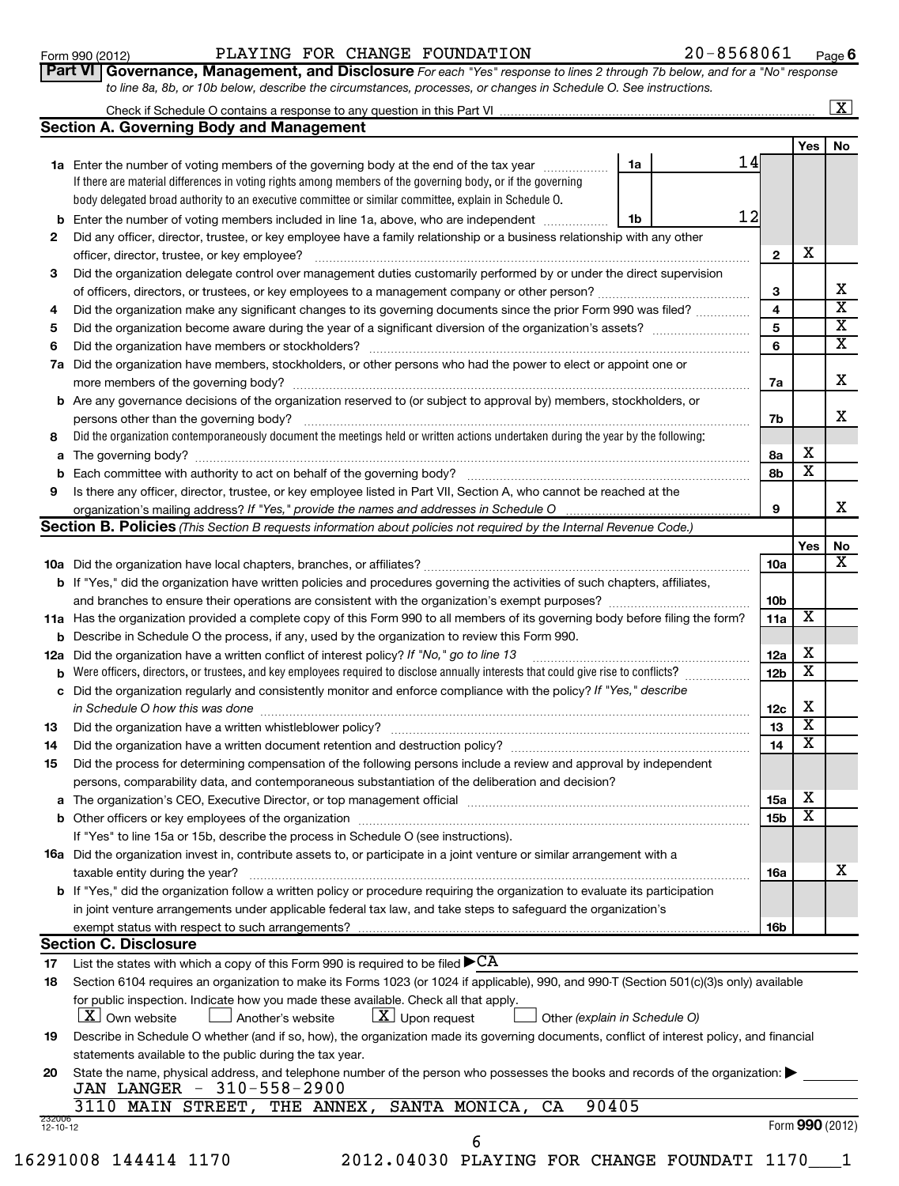Form 990 (2012) PLAYING FOR CHANGE FOUNDATION 20-8568061 Page 6

**Part VI | Governance, Management, and Disclosure** *For each "Yes" response to lines 2 through 7b below, and for a "No" response to line 8a, 8b, or 10b below, describe the circumstances, processes, or changes in Schedule O. See instructions.*

Check if Schedule O contains a response to any question in this Part VI [X]

## Section A. Governing Body and Management

| | | | | Yes | No |
|---|---|---|---|---|---|
| 1a | Enter the number of voting members of the governing body at the end of the tax year. If there are material differences in voting rights among members of the governing body, or if the governing body delegated broad authority to an executive committee or similar committee, explain in Schedule O. | 1a: 14 | | | |
| b | Enter the number of voting members included in line 1a, above, who are independent | 1b: 12 | | | |
| 2 | Did any officer, director, trustee, or key employee have a family relationship or a business relationship with any other officer, director, trustee, or key employee? | | 2 | X | |
| 3 | Did the organization delegate control over management duties customarily performed by or under the direct supervision of officers, directors, or trustees, or key employees to a management company or other person? | | 3 | | X |
| 4 | Did the organization make any significant changes to its governing documents since the prior Form 990 was filed? | | 4 | | X |
| 5 | Did the organization become aware during the year of a significant diversion of the organization's assets? | | 5 | | X |
| 6 | Did the organization have members or stockholders? | | 6 | | X |
| 7a | Did the organization have members, stockholders, or other persons who had the power to elect or appoint one or more members of the governing body? | | 7a | | X |
| b | Are any governance decisions of the organization reserved to (or subject to approval by) members, stockholders, or persons other than the governing body? | | 7b | | X |
| 8 | Did the organization contemporaneously document the meetings held or written actions undertaken during the year by the following: | | | | |
| a | The governing body? | | 8a | X | |
| b | Each committee with authority to act on behalf of the governing body? | | 8b | X | |
| 9 | Is there any officer, director, trustee, or key employee listed in Part VII, Section A, who cannot be reached at the organization's mailing address? *If "Yes," provide the names and addresses in Schedule O* | | 9 | | X |

## Section B. Policies *(This Section B requests information about policies not required by the Internal Revenue Code.)*

| | | | Yes | No |
|---|---|---|---|---|
| 10a | Did the organization have local chapters, branches, or affiliates? | 10a | | X |
| b | If "Yes," did the organization have written policies and procedures governing the activities of such chapters, affiliates, and branches to ensure their operations are consistent with the organization's exempt purposes? | 10b | | |
| 11a | Has the organization provided a complete copy of this Form 990 to all members of its governing body before filing the form? | 11a | X | |
| b | Describe in Schedule O the process, if any, used by the organization to review this Form 990. | | | |
| 12a | Did the organization have a written conflict of interest policy? *If "No," go to line 13* | 12a | X | |
| b | Were officers, directors, or trustees, and key employees required to disclose annually interests that could give rise to conflicts? | 12b | X | |
| c | Did the organization regularly and consistently monitor and enforce compliance with the policy? *If "Yes," describe in Schedule O how this was done* | 12c | X | |
| 13 | Did the organization have a written whistleblower policy? | 13 | X | |
| 14 | Did the organization have a written document retention and destruction policy? | 14 | X | |
| 15 | Did the process for determining compensation of the following persons include a review and approval by independent persons, comparability data, and contemporaneous substantiation of the deliberation and decision? | | | |
| a | The organization's CEO, Executive Director, or top management official | 15a | X | |
| b | Other officers or key employees of the organization | 15b | X | |
| | If "Yes" to line 15a or 15b, describe the process in Schedule O (see instructions). | | | |
| 16a | Did the organization invest in, contribute assets to, or participate in a joint venture or similar arrangement with a taxable entity during the year? | 16a | | X |
| b | If "Yes," did the organization follow a written policy or procedure requiring the organization to evaluate its participation in joint venture arrangements under applicable federal tax law, and take steps to safeguard the organization's exempt status with respect to such arrangements? | 16b | | |

## Section C. Disclosure

17 List the states with which a copy of this Form 990 is required to be filed ▶ CA

18 Section 6104 requires an organization to make its Forms 1023 (or 1024 if applicable), 990, and 990-T (Section 501(c)(3)s only) available for public inspection. Indicate how you made these available. Check all that apply.
[X] Own website [ ] Another's website [X] Upon request [ ] Other *(explain in Schedule O)*

19 Describe in Schedule O whether (and if so, how), the organization made its governing documents, conflict of interest policy, and financial statements available to the public during the tax year.

20 State the name, physical address, and telephone number of the person who possesses the books and records of the organization: ▶
JAN LANGER - 310-558-2900
3110 MAIN STREET, THE ANNEX, SANTA MONICA, CA 90405

232006 12-10-12 Form **990** (2012)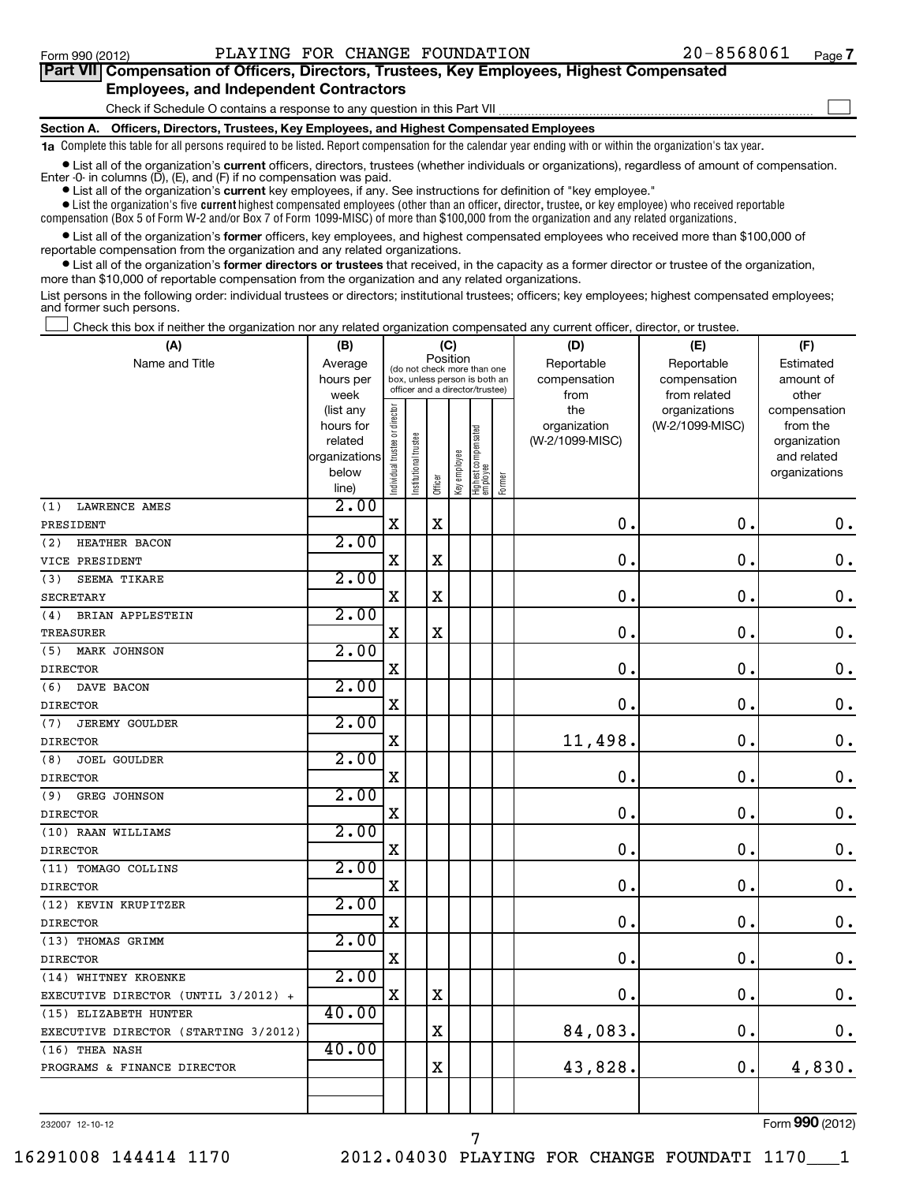Form 990 (2012) PLAYING FOR CHANGE FOUNDATION 20-8568061 Page 7

## Part VII Compensation of Officers, Directors, Trustees, Key Employees, Highest Compensated Employees, and Independent Contractors

Check if Schedule O contains a response to any question in this Part VII ☐

### Section A. Officers, Directors, Trustees, Key Employees, and Highest Compensated Employees

**1a** Complete this table for all persons required to be listed. Report compensation for the calendar year ending with or within the organization's tax year.

- List all of the organization's **current** officers, directors, trustees (whether individuals or organizations), regardless of amount of compensation. Enter -0- in columns (D), (E), and (F) if no compensation was paid.
- List all of the organization's **current** key employees, if any. See instructions for definition of "key employee."
- List the organization's five **current** highest compensated employees (other than an officer, director, trustee, or key employee) who received reportable compensation (Box 5 of Form W-2 and/or Box 7 of Form 1099-MISC) of more than $100,000 from the organization and any related organizations.
- List all of the organization's **former** officers, key employees, and highest compensated employees who received more than $100,000 of reportable compensation from the organization and any related organizations.
- List all of the organization's **former directors or trustees** that received, in the capacity as a former director or trustee of the organization, more than $10,000 of reportable compensation from the organization and any related organizations.

List persons in the following order: individual trustees or directors; institutional trustees; officers; key employees; highest compensated employees; and former such persons.

☐ Check this box if neither the organization nor any related organization compensated any current officer, director, or trustee.

| (A) Name and Title | (B) Average hours per week (list any hours for related organizations below line) | (C) Position: Individual trustee or director | Institutional trustee | Officer | Key employee | Highest compensated employee | Former | (D) Reportable compensation from the organization (W-2/1099-MISC) | (E) Reportable compensation from related organizations (W-2/1099-MISC) | (F) Estimated amount of other compensation from the organization and related organizations |
|---|---|---|---|---|---|---|---|---|---|---|
| (1) LAWRENCE AMES<br>PRESIDENT | 2.00 | X | | X | | | | 0. | 0. | 0. |
| (2) HEATHER BACON<br>VICE PRESIDENT | 2.00 | X | | X | | | | 0. | 0. | 0. |
| (3) SEEMA TIKARE<br>SECRETARY | 2.00 | X | | X | | | | 0. | 0. | 0. |
| (4) BRIAN APPLESTEIN<br>TREASURER | 2.00 | X | | X | | | | 0. | 0. | 0. |
| (5) MARK JOHNSON<br>DIRECTOR | 2.00 | X | | | | | | 0. | 0. | 0. |
| (6) DAVE BACON<br>DIRECTOR | 2.00 | X | | | | | | 0. | 0. | 0. |
| (7) JEREMY GOULDER<br>DIRECTOR | 2.00 | X | | | | | | 11,498. | 0. | 0. |
| (8) JOEL GOULDER<br>DIRECTOR | 2.00 | X | | | | | | 0. | 0. | 0. |
| (9) GREG JOHNSON<br>DIRECTOR | 2.00 | X | | | | | | 0. | 0. | 0. |
| (10) RAAN WILLIAMS<br>DIRECTOR | 2.00 | X | | | | | | 0. | 0. | 0. |
| (11) TOMAGO COLLINS<br>DIRECTOR | 2.00 | X | | | | | | 0. | 0. | 0. |
| (12) KEVIN KRUPITZER<br>DIRECTOR | 2.00 | X | | | | | | 0. | 0. | 0. |
| (13) THOMAS GRIMM<br>DIRECTOR | 2.00 | X | | | | | | 0. | 0. | 0. |
| (14) WHITNEY KROENKE<br>EXECUTIVE DIRECTOR (UNTIL 3/2012) + | 2.00 | X | | X | | | | 0. | 0. | 0. |
| (15) ELIZABETH HUNTER<br>EXECUTIVE DIRECTOR (STARTING 3/2012) | 40.00 | | | X | | | | 84,083. | 0. | 0. |
| (16) THEA NASH<br>PROGRAMS & FINANCE DIRECTOR | 40.00 | | | X | | | | 43,828. | 0. | 4,830. |

232007 12-10-12 Form **990** (2012)

16291008 144414 1170 2012.04030 PLAYING FOR CHANGE FOUNDATI 1170___1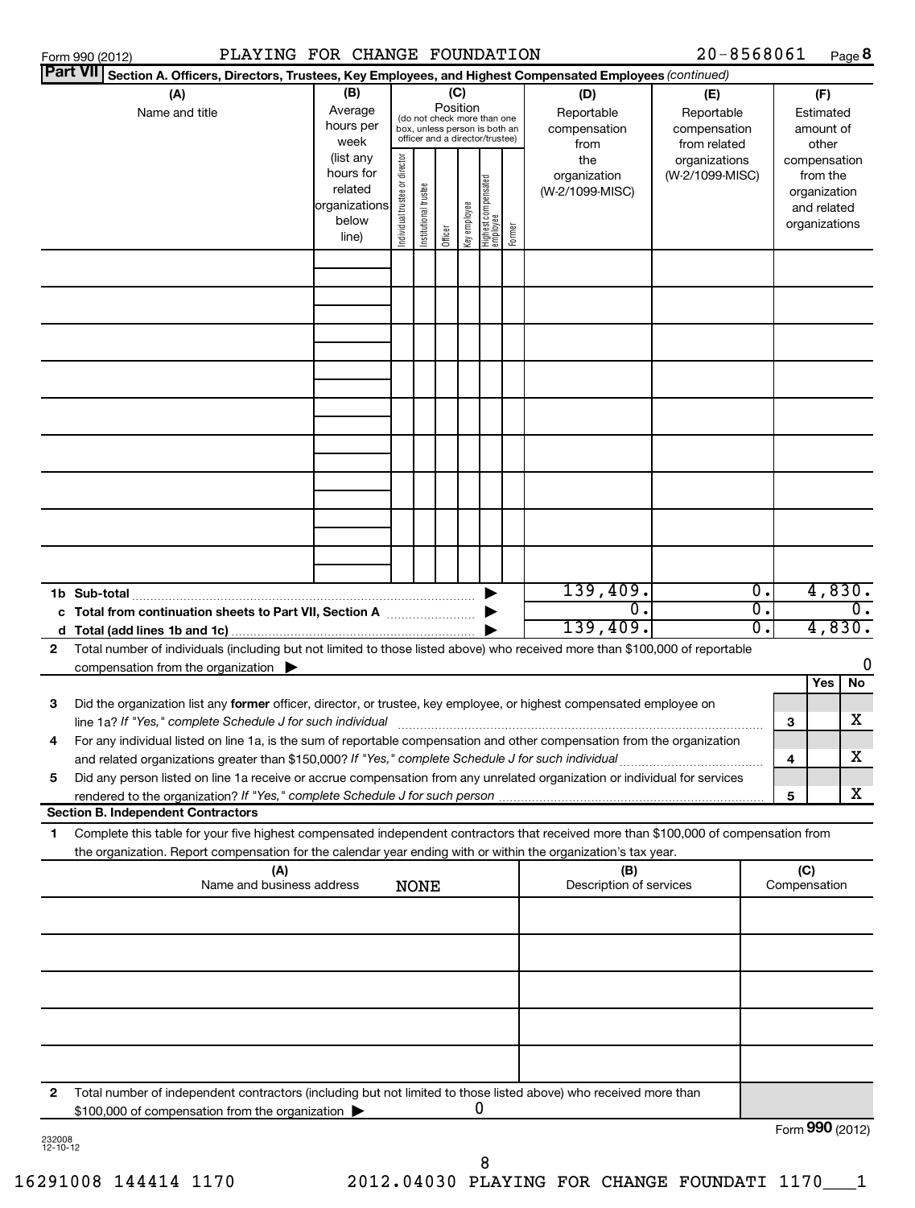Form 990 (2012) PLAYING FOR CHANGE FOUNDATION 20-8568061 Page 8

**Part VII Section A. Officers, Directors, Trustees, Key Employees, and Highest Compensated Employees** *(continued)*

| (A) Name and title | (B) Average hours per week (list any hours for related organizations below line) | (C) Position: Individual trustee or director | Institutional trustee | Officer | Key employee | Highest compensated employee | Former | (D) Reportable compensation from the organization (W-2/1099-MISC) | (E) Reportable compensation from related organizations (W-2/1099-MISC) | (F) Estimated amount of other compensation from the organization and related organizations |
|---|---|---|---|---|---|---|---|---|---|---|
| | | | | | | | | | | |
| | | | | | | | | | | |
| | | | | | | | | | | |
| | | | | | | | | | | |
| | | | | | | | | | | |
| | | | | | | | | | | |
| | | | | | | | | | | |
| | | | | | | | | | | |
| | | | | | | | | | | |
| **1b Sub-total** | | | | | | | | 139,409. | 0. | 4,830. |
| **c Total from continuation sheets to Part VII, Section A** | | | | | | | | 0. | 0. | 0. |
| **d Total (add lines 1b and 1c)** | | | | | | | | 139,409. | 0. | 4,830. |

**2** Total number of individuals (including but not limited to those listed above) who received more than $100,000 of reportable compensation from the organization ▶ 0

| | | Yes | No |
|---|---|---|---|
| **3** Did the organization list any **former** officer, director, or trustee, key employee, or highest compensated employee on line 1a? *If "Yes," complete Schedule J for such individual* | 3 | | X |
| **4** For any individual listed on line 1a, is the sum of reportable compensation and other compensation from the organization and related organizations greater than $150,000? *If "Yes," complete Schedule J for such individual* | 4 | | X |
| **5** Did any person listed on line 1a receive or accrue compensation from any unrelated organization or individual for services rendered to the organization? *If "Yes," complete Schedule J for such person* | 5 | | X |

**Section B. Independent Contractors**

**1** Complete this table for your five highest compensated independent contractors that received more than $100,000 of compensation from the organization. Report compensation for the calendar year ending with or within the organization's tax year.

| (A) Name and business address | (B) Description of services | (C) Compensation |
|---|---|---|
| NONE | | |
| | | |
| | | |
| | | |
| | | |

**2** Total number of independent contractors (including but not limited to those listed above) who received more than $100,000 of compensation from the organization ▶ 0

Form **990** (2012)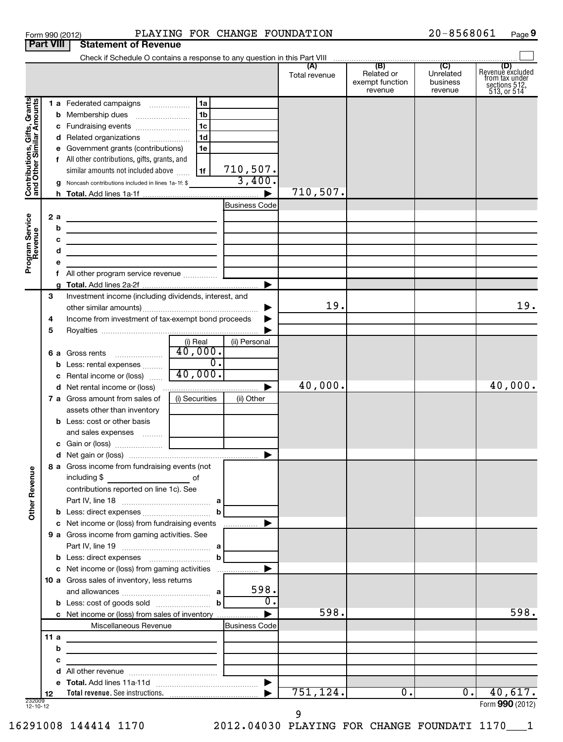Form 990 (2012) PLAYING FOR CHANGE FOUNDATION 20-8568061 Page 9

## Part VIII Statement of Revenue

Check if Schedule O contains a response to any question in this Part VIII

| | | | | (A) Total revenue | (B) Related or exempt function revenue | (C) Unrelated business revenue | (D) Revenue excluded from tax under sections 512, 513, or 514 |
|---|---|---|---|---|---|---|---|
| **Contributions, Gifts, Grants and Other Similar Amounts** | 1a Federated campaigns | 1a | | | | | |
| | b Membership dues | 1b | | | | | |
| | c Fundraising events | 1c | | | | | |
| | d Related organizations | 1d | | | | | |
| | e Government grants (contributions) | 1e | | | | | |
| | f All other contributions, gifts, grants, and similar amounts not included above | 1f | 710,507. | | | | |
| | g Noncash contributions included in lines 1a-1f: $ | | 3,400. | | | | |
| | h **Total.** Add lines 1a-1f | | | 710,507. | | | |
| **Program Service Revenue** | | | Business Code | | | | |
| | 2a | | | | | | |
| | b | | | | | | |
| | c | | | | | | |
| | d | | | | | | |
| | e | | | | | | |
| | f All other program service revenue | | | | | | |
| | g **Total.** Add lines 2a-2f | | | | | | |
| **Other Revenue** | 3 Investment income (including dividends, interest, and other similar amounts) | | | 19. | | | 19. |
| | 4 Income from investment of tax-exempt bond proceeds | | | | | | |
| | 5 Royalties | | | | | | |
| | | (i) Real | (ii) Personal | | | | |
| | 6a Gross rents | 40,000. | | | | | |
| | b Less: rental expenses | 0. | | | | | |
| | c Rental income or (loss) | 40,000. | | | | | |
| | d Net rental income or (loss) | | | 40,000. | | | 40,000. |
| | 7a Gross amount from sales of assets other than inventory | (i) Securities | (ii) Other | | | | |
| | b Less: cost or other basis and sales expenses | | | | | | |
| | c Gain or (loss) | | | | | | |
| | d Net gain or (loss) | | | | | | |
| | 8a Gross income from fundraising events (not including $ of contributions reported on line 1c). See Part IV, line 18 | a | | | | | |
| | b Less: direct expenses | b | | | | | |
| | c Net income or (loss) from fundraising events | | | | | | |
| | 9a Gross income from gaming activities. See Part IV, line 19 | a | | | | | |
| | b Less: direct expenses | b | | | | | |
| | c Net income or (loss) from gaming activities | | | | | | |
| | 10a Gross sales of inventory, less returns and allowances | a | 598. | | | | |
| | b Less: cost of goods sold | b | 0. | | | | |
| | c Net income or (loss) from sales of inventory | | | 598. | | | 598. |
| | Miscellaneous Revenue | | Business Code | | | | |
| | 11a | | | | | | |
| | b | | | | | | |
| | c | | | | | | |
| | d All other revenue | | | | | | |
| | e **Total.** Add lines 11a-11d | | | | | | |
| | 12 **Total revenue.** See instructions. | | | 751,124. | 0. | 0. | 40,617. |

232009 12-10-12

Form **990** (2012)

16291008 144414 1170 2012.04030 PLAYING FOR CHANGE FOUNDATI 1170___1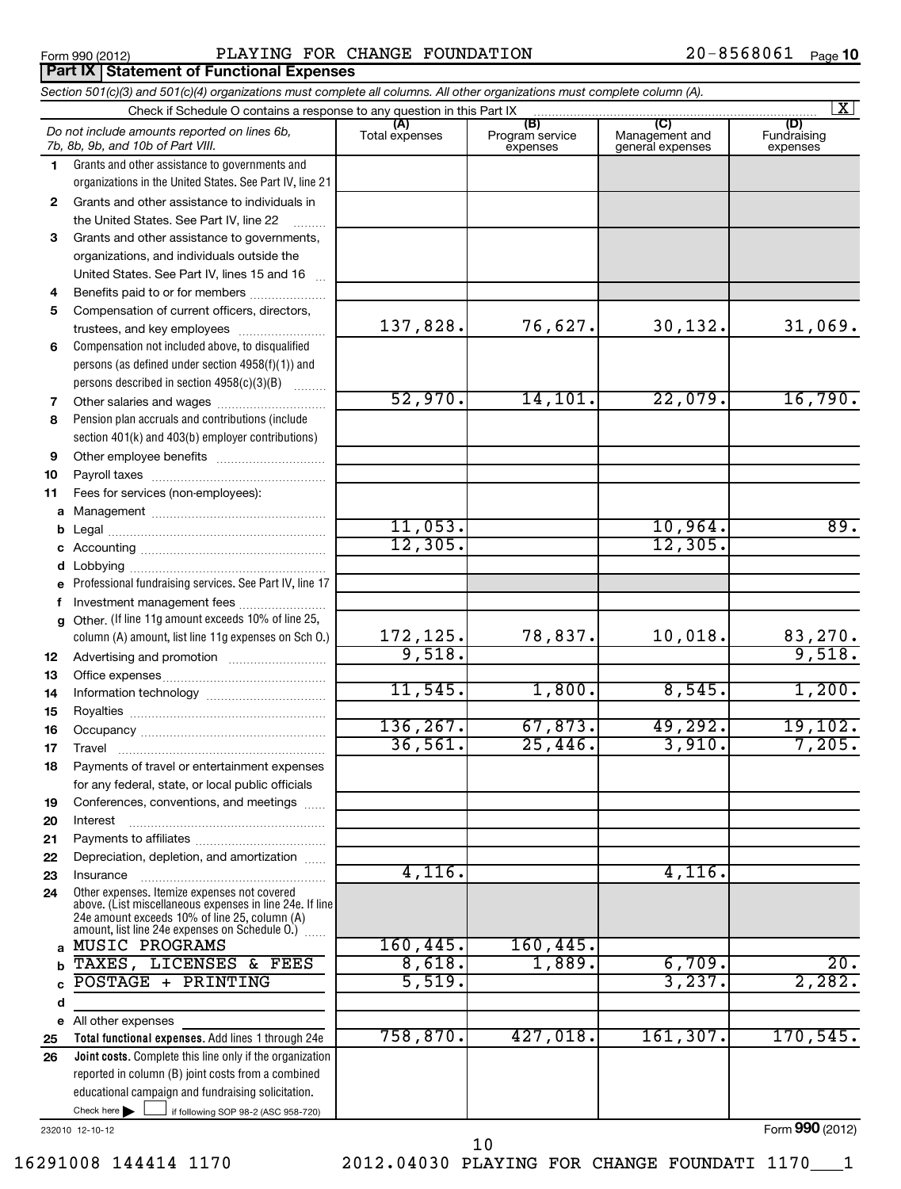Form 990 (2012) PLAYING FOR CHANGE FOUNDATION 20-8568061

## Part IX Statement of Functional Expenses

*Section 501(c)(3) and 501(c)(4) organizations must complete all columns. All other organizations must complete column (A).*

Check if Schedule O contains a response to any question in this Part IX [X]

| | *Do not include amounts reported on lines 6b, 7b, 8b, 9b, and 10b of Part VIII.* | (A) Total expenses | (B) Program service expenses | (C) Management and general expenses | (D) Fundraising expenses |
|---|---|---|---|---|---|
| 1 | Grants and other assistance to governments and organizations in the United States. See Part IV, line 21 | | | | |
| 2 | Grants and other assistance to individuals in the United States. See Part IV, line 22 | | | | |
| 3 | Grants and other assistance to governments, organizations, and individuals outside the United States. See Part IV, lines 15 and 16 | | | | |
| 4 | Benefits paid to or for members | | | | |
| 5 | Compensation of current officers, directors, trustees, and key employees | 137,828. | 76,627. | 30,132. | 31,069. |
| 6 | Compensation not included above, to disqualified persons (as defined under section 4958(f)(1)) and persons described in section 4958(c)(3)(B) | | | | |
| 7 | Other salaries and wages | 52,970. | 14,101. | 22,079. | 16,790. |
| 8 | Pension plan accruals and contributions (include section 401(k) and 403(b) employer contributions) | | | | |
| 9 | Other employee benefits | | | | |
| 10 | Payroll taxes | | | | |
| 11 | Fees for services (non-employees): | | | | |
| a | Management | | | | |
| b | Legal | 11,053. | | 10,964. | 89. |
| c | Accounting | 12,305. | | 12,305. | |
| d | Lobbying | | | | |
| e | Professional fundraising services. See Part IV, line 17 | | | | |
| f | Investment management fees | | | | |
| g | Other. (If line 11g amount exceeds 10% of line 25, column (A) amount, list line 11g expenses on Sch O.) | 172,125. | 78,837. | 10,018. | 83,270. |
| 12 | Advertising and promotion | 9,518. | | | 9,518. |
| 13 | Office expenses | | | | |
| 14 | Information technology | 11,545. | 1,800. | 8,545. | 1,200. |
| 15 | Royalties | | | | |
| 16 | Occupancy | 136,267. | 67,873. | 49,292. | 19,102. |
| 17 | Travel | 36,561. | 25,446. | 3,910. | 7,205. |
| 18 | Payments of travel or entertainment expenses for any federal, state, or local public officials | | | | |
| 19 | Conferences, conventions, and meetings | | | | |
| 20 | Interest | | | | |
| 21 | Payments to affiliates | | | | |
| 22 | Depreciation, depletion, and amortization | | | | |
| 23 | Insurance | 4,116. | | 4,116. | |
| 24 | Other expenses. Itemize expenses not covered above. (List miscellaneous expenses in line 24e. If line 24e amount exceeds 10% of line 25, column (A) amount, list line 24e expenses on Schedule O.) | | | | |
| a | MUSIC PROGRAMS | 160,445. | 160,445. | | |
| b | TAXES, LICENSES & FEES | 8,618. | 1,889. | 6,709. | 20. |
| c | POSTAGE + PRINTING | 5,519. | | 3,237. | 2,282. |
| d | | | | | |
| e | All other expenses | | | | |
| 25 | **Total functional expenses.** Add lines 1 through 24e | 758,870. | 427,018. | 161,307. | 170,545. |
| 26 | **Joint costs.** Complete this line only if the organization reported in column (B) joint costs from a combined educational campaign and fundraising solicitation. Check here [ ] if following SOP 98-2 (ASC 958-720) | | | | |

232010 12-10-12

Form **990** (2012)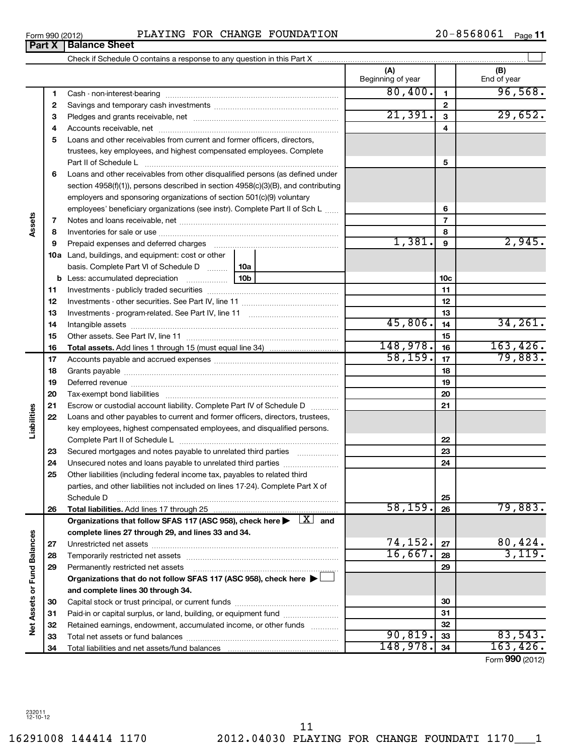Form 990 (2012) PLAYING FOR CHANGE FOUNDATION 20-8568061

## Part X Balance Sheet

Check if Schedule O contains a response to any question in this Part X

| | | | (A) Beginning of year | | (B) End of year |
|---|---|---|---|---|---|
| Assets | 1 | Cash - non-interest-bearing | 80,400. | 1 | 96,568. |
| | 2 | Savings and temporary cash investments | | 2 | |
| | 3 | Pledges and grants receivable, net | 21,391. | 3 | 29,652. |
| | 4 | Accounts receivable, net | | 4 | |
| | 5 | Loans and other receivables from current and former officers, directors, trustees, key employees, and highest compensated employees. Complete Part II of Schedule L | | 5 | |
| | 6 | Loans and other receivables from other disqualified persons (as defined under section 4958(f)(1)), persons described in section 4958(c)(3)(B), and contributing employers and sponsoring organizations of section 501(c)(9) voluntary employees' beneficiary organizations (see instr). Complete Part II of Sch L | | 6 | |
| | 7 | Notes and loans receivable, net | | 7 | |
| | 8 | Inventories for sale or use | | 8 | |
| | 9 | Prepaid expenses and deferred charges | 1,381. | 9 | 2,945. |
| | 10a | Land, buildings, and equipment: cost or other basis. Complete Part VI of Schedule D (10a) | | | |
| | b | Less: accumulated depreciation (10b) | | 10c | |
| | 11 | Investments - publicly traded securities | | 11 | |
| | 12 | Investments - other securities. See Part IV, line 11 | | 12 | |
| | 13 | Investments - program-related. See Part IV, line 11 | | 13 | |
| | 14 | Intangible assets | 45,806. | 14 | 34,261. |
| | 15 | Other assets. See Part IV, line 11 | | 15 | |
| | 16 | **Total assets.** Add lines 1 through 15 (must equal line 34) | 148,978. | 16 | 163,426. |
| Liabilities | 17 | Accounts payable and accrued expenses | 58,159. | 17 | 79,883. |
| | 18 | Grants payable | | 18 | |
| | 19 | Deferred revenue | | 19 | |
| | 20 | Tax-exempt bond liabilities | | 20 | |
| | 21 | Escrow or custodial account liability. Complete Part IV of Schedule D | | 21 | |
| | 22 | Loans and other payables to current and former officers, directors, trustees, key employees, highest compensated employees, and disqualified persons. Complete Part II of Schedule L | | 22 | |
| | 23 | Secured mortgages and notes payable to unrelated third parties | | 23 | |
| | 24 | Unsecured notes and loans payable to unrelated third parties | | 24 | |
| | 25 | Other liabilities (including federal income tax, payables to related third parties, and other liabilities not included on lines 17-24). Complete Part X of Schedule D | | 25 | |
| | 26 | **Total liabilities.** Add lines 17 through 25 | 58,159. | 26 | 79,883. |
| Net Assets or Fund Balances | | **Organizations that follow SFAS 117 (ASC 958), check here ▶ [X] and complete lines 27 through 29, and lines 33 and 34.** | | | |
| | 27 | Unrestricted net assets | 74,152. | 27 | 80,424. |
| | 28 | Temporarily restricted net assets | 16,667. | 28 | 3,119. |
| | 29 | Permanently restricted net assets | | 29 | |
| | | **Organizations that do not follow SFAS 117 (ASC 958), check here ▶ [ ] and complete lines 30 through 34.** | | | |
| | 30 | Capital stock or trust principal, or current funds | | 30 | |
| | 31 | Paid-in or capital surplus, or land, building, or equipment fund | | 31 | |
| | 32 | Retained earnings, endowment, accumulated income, or other funds | | 32 | |
| | 33 | Total net assets or fund balances | 90,819. | 33 | 83,543. |
| | 34 | Total liabilities and net assets/fund balances | 148,978. | 34 | 163,426. |

Form **990** (2012)

232011 12-10-12

16291008 144414 1170 2012.04030 PLAYING FOR CHANGE FOUNDATI 1170___1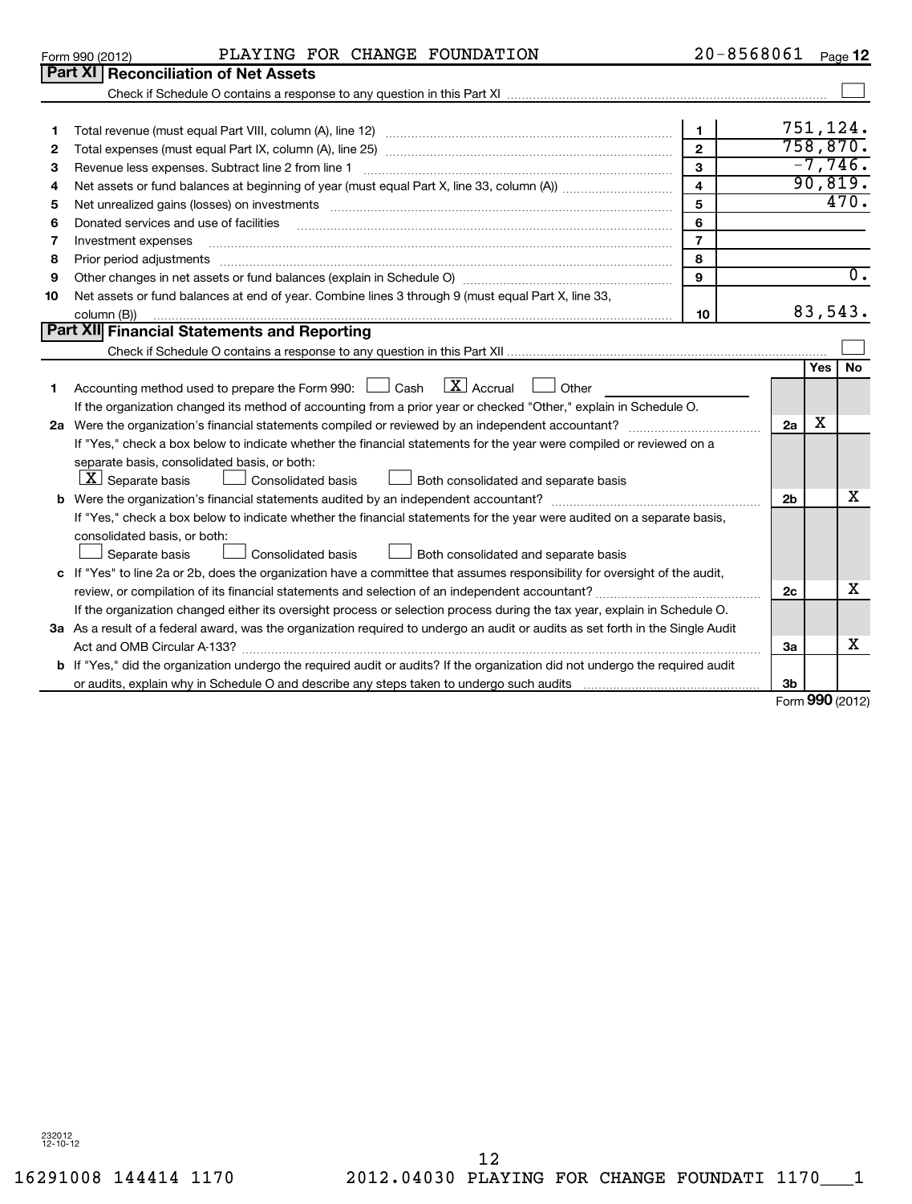Form 990 (2012) PLAYING FOR CHANGE FOUNDATION 20-8568061 Page 12

## Part XI Reconciliation of Net Assets

Check if Schedule O contains a response to any question in this Part XI ☐

| | | | |
|---|---|---|---|
| 1 | Total revenue (must equal Part VIII, column (A), line 12) | 1 | 751,124. |
| 2 | Total expenses (must equal Part IX, column (A), line 25) | 2 | 758,870. |
| 3 | Revenue less expenses. Subtract line 2 from line 1 | 3 | -7,746. |
| 4 | Net assets or fund balances at beginning of year (must equal Part X, line 33, column (A)) | 4 | 90,819. |
| 5 | Net unrealized gains (losses) on investments | 5 | 470. |
| 6 | Donated services and use of facilities | 6 | |
| 7 | Investment expenses | 7 | |
| 8 | Prior period adjustments | 8 | |
| 9 | Other changes in net assets or fund balances (explain in Schedule O) | 9 | 0. |
| 10 | Net assets or fund balances at end of year. Combine lines 3 through 9 (must equal Part X, line 33, column (B)) | 10 | 83,543. |

## Part XII Financial Statements and Reporting

Check if Schedule O contains a response to any question in this Part XII ☐

| | | | Yes | No |
|---|---|---|---|---|
| 1 | Accounting method used to prepare the Form 990: ☐ Cash ☒ Accrual ☐ Other<br>If the organization changed its method of accounting from a prior year or checked "Other," explain in Schedule O. | | | |
| 2a | Were the organization's financial statements compiled or reviewed by an independent accountant? | 2a | X | |
| | If "Yes," check a box below to indicate whether the financial statements for the year were compiled or reviewed on a separate basis, consolidated basis, or both:<br>☒ Separate basis ☐ Consolidated basis ☐ Both consolidated and separate basis | | | |
| b | Were the organization's financial statements audited by an independent accountant? | 2b | | X |
| | If "Yes," check a box below to indicate whether the financial statements for the year were audited on a separate basis, consolidated basis, or both:<br>☐ Separate basis ☐ Consolidated basis ☐ Both consolidated and separate basis | | | |
| c | If "Yes" to line 2a or 2b, does the organization have a committee that assumes responsibility for oversight of the audit, review, or compilation of its financial statements and selection of an independent accountant? | 2c | | X |
| | If the organization changed either its oversight process or selection process during the tax year, explain in Schedule O. | | | |
| 3a | As a result of a federal award, was the organization required to undergo an audit or audits as set forth in the Single Audit Act and OMB Circular A-133? | 3a | | X |
| b | If "Yes," did the organization undergo the required audit or audits? If the organization did not undergo the required audit or audits, explain why in Schedule O and describe any steps taken to undergo such audits | 3b | | |

Form **990** (2012)

232012
12-10-12

16291008 144414 1170 2012.04030 PLAYING FOR CHANGE FOUNDATI 1170___1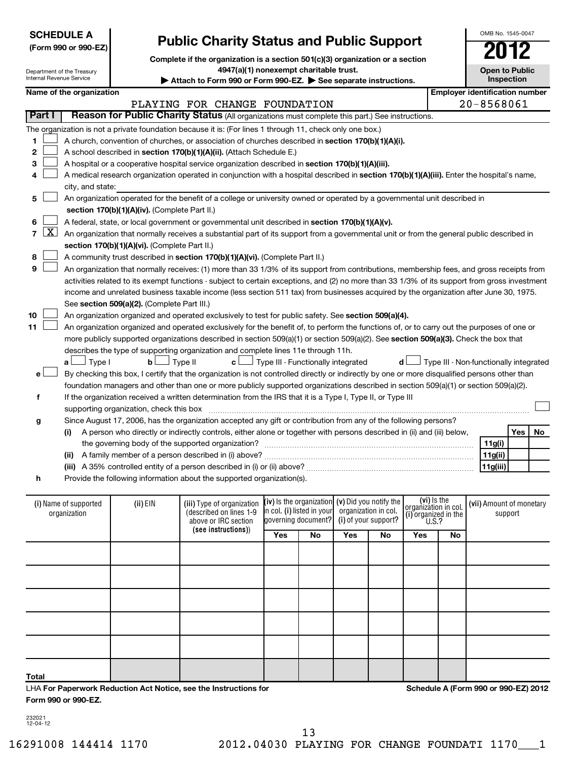**SCHEDULE A**
**(Form 990 or 990-EZ)**

Department of the Treasury
Internal Revenue Service

# Public Charity Status and Public Support

**Complete if the organization is a section 501(c)(3) organization or a section 4947(a)(1) nonexempt charitable trust.**

**▶ Attach to Form 990 or Form 990-EZ. ▶ See separate instructions.**

OMB No. 1545-0047

**2012**

**Open to Public Inspection**

| Name of the organization | Employer identification number |
|---|---|
| PLAYING FOR CHANGE FOUNDATION | 20-8568061 |

## Part I Reason for Public Charity Status (All organizations must complete this part.) See instructions.

The organization is not a private foundation because it is: (For lines 1 through 11, check only one box.)

1. ☐ A church, convention of churches, or association of churches described in **section 170(b)(1)(A)(i).**
2. ☐ A school described in **section 170(b)(1)(A)(ii).** (Attach Schedule E.)
3. ☐ A hospital or a cooperative hospital service organization described in **section 170(b)(1)(A)(iii).**
4. ☐ A medical research organization operated in conjunction with a hospital described in **section 170(b)(1)(A)(iii).** Enter the hospital's name, city, and state:
5. ☐ An organization operated for the benefit of a college or university owned or operated by a governmental unit described in **section 170(b)(1)(A)(iv).** (Complete Part II.)
6. ☐ A federal, state, or local government or governmental unit described in **section 170(b)(1)(A)(v).**
7. ☒ An organization that normally receives a substantial part of its support from a governmental unit or from the general public described in **section 170(b)(1)(A)(vi).** (Complete Part II.)
8. ☐ A community trust described in **section 170(b)(1)(A)(vi).** (Complete Part II.)
9. ☐ An organization that normally receives: (1) more than 33 1/3% of its support from contributions, membership fees, and gross receipts from activities related to its exempt functions - subject to certain exceptions, and (2) no more than 33 1/3% of its support from gross investment income and unrelated business taxable income (less section 511 tax) from businesses acquired by the organization after June 30, 1975. See **section 509(a)(2).** (Complete Part III.)
10. ☐ An organization organized and operated exclusively to test for public safety. See **section 509(a)(4).**
11. ☐ An organization organized and operated exclusively for the benefit of, to perform the functions of, or to carry out the purposes of one or more publicly supported organizations described in section 509(a)(1) or section 509(a)(2). See **section 509(a)(3).** Check the box that describes the type of supporting organization and complete lines 11e through 11h.
   - **a** ☐ Type I **b** ☐ Type II **c** ☐ Type III - Functionally integrated **d** ☐ Type III - Non-functionally integrated
   - **e** ☐ By checking this box, I certify that the organization is not controlled directly or indirectly by one or more disqualified persons other than foundation managers and other than one or more publicly supported organizations described in section 509(a)(1) or section 509(a)(2).
   - **f** If the organization received a written determination from the IRS that it is a Type I, Type II, or Type III supporting organization, check this box ☐
   - **g** Since August 17, 2006, has the organization accepted any gift or contribution from any of the following persons?

| | | | Yes | No |
|---|---|---|---|---|
| **(i)** | A person who directly or indirectly controls, either alone or together with persons described in (ii) and (iii) below, the governing body of the supported organization? | 11g(i) | | |
| **(ii)** | A family member of a person described in (i) above? | 11g(ii) | | |
| **(iii)** | A 35% controlled entity of a person described in (i) or (ii) above? | 11g(iii) | | |

   - **h** Provide the following information about the supported organization(s).

| (i) Name of supported organization | (ii) EIN | (iii) Type of organization (described on lines 1-9 above or IRC section (see instructions)) | (iv) Is the organization in col. (i) listed in your governing document? Yes | No | (v) Did you notify the organization in col. (i) of your support? Yes | No | (vi) Is the organization in col. (i) organized in the U.S.? Yes | No | (vii) Amount of monetary support |
|---|---|---|---|---|---|---|---|---|---|
| | | | | | | | | | |
| | | | | | | | | | |
| | | | | | | | | | |
| | | | | | | | | | |
| | | | | | | | | | |
| **Total** | | | | | | | | | |

LHA **For Paperwork Reduction Act Notice, see the Instructions for Form 990 or 990-EZ.**

**Schedule A (Form 990 or 990-EZ) 2012**

232021
12-04-12

16291008 144414 1170 2012.04030 PLAYING FOR CHANGE FOUNDATI 1170___1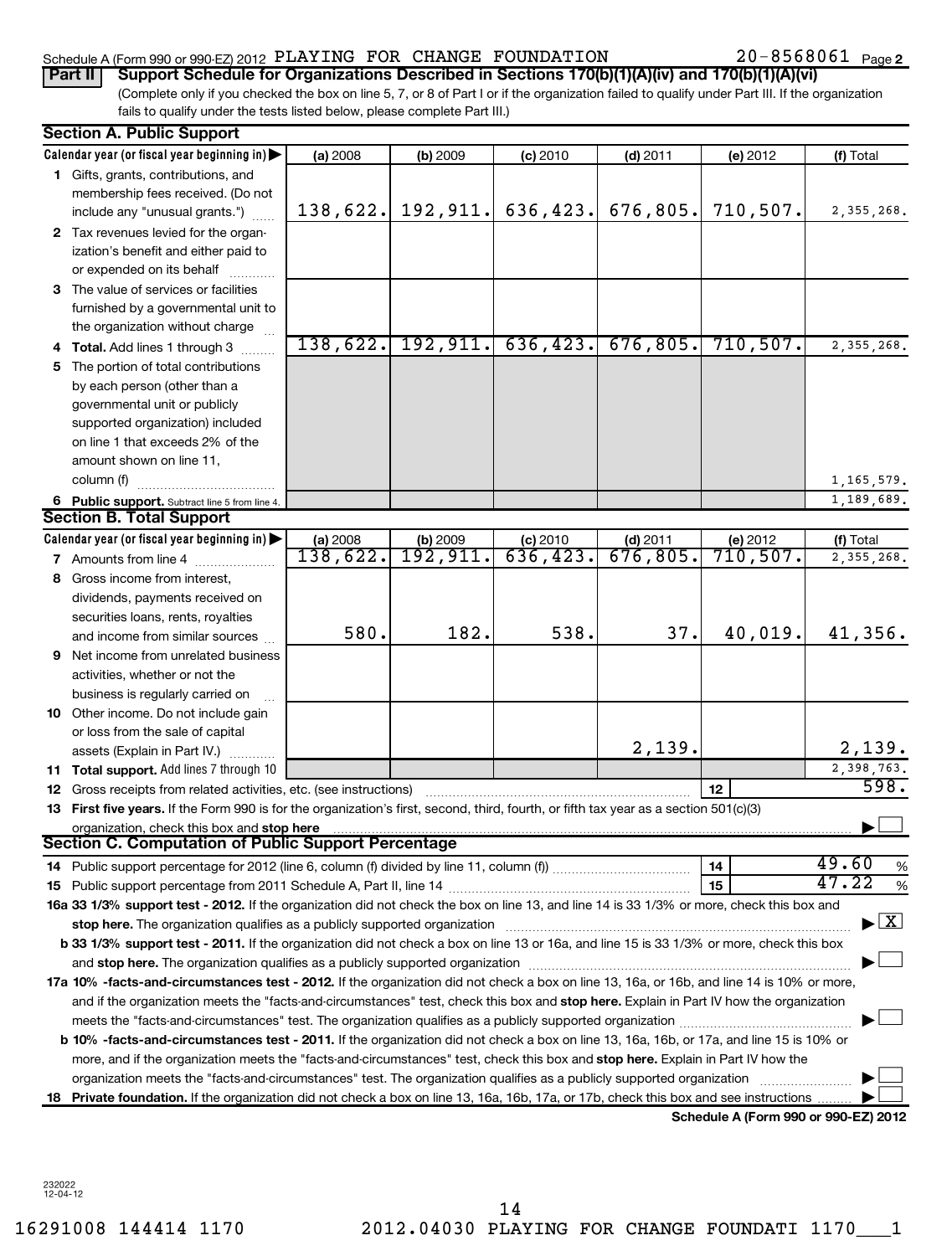Schedule A (Form 990 or 990-EZ) 2012 PLAYING FOR CHANGE FOUNDATION 20-8568061 Page 2

**Part II** **Support Schedule for Organizations Described in Sections 170(b)(1)(A)(iv) and 170(b)(1)(A)(vi)**

(Complete only if you checked the box on line 5, 7, or 8 of Part I or if the organization failed to qualify under Part III. If the organization fails to qualify under the tests listed below, please complete Part III.)

**Section A. Public Support**

| Calendar year (or fiscal year beginning in) ▶ | (a) 2008 | (b) 2009 | (c) 2010 | (d) 2011 | (e) 2012 | (f) Total |
|---|---|---|---|---|---|---|
| **1** Gifts, grants, contributions, and membership fees received. (Do not include any "unusual grants.") | 138,622. | 192,911. | 636,423. | 676,805. | 710,507. | 2,355,268. |
| **2** Tax revenues levied for the organization's benefit and either paid to or expended on its behalf | | | | | | |
| **3** The value of services or facilities furnished by a governmental unit to the organization without charge | | | | | | |
| **4 Total.** Add lines 1 through 3 | 138,622. | 192,911. | 636,423. | 676,805. | 710,507. | 2,355,268. |
| **5** The portion of total contributions by each person (other than a governmental unit or publicly supported organization) included on line 1 that exceeds 2% of the amount shown on line 11, column (f) | | | | | | 1,165,579. |
| **6 Public support.** Subtract line 5 from line 4. | | | | | | 1,189,689. |

**Section B. Total Support**

| Calendar year (or fiscal year beginning in) ▶ | (a) 2008 | (b) 2009 | (c) 2010 | (d) 2011 | (e) 2012 | (f) Total |
|---|---|---|---|---|---|---|
| **7** Amounts from line 4 | 138,622. | 192,911. | 636,423. | 676,805. | 710,507. | 2,355,268. |
| **8** Gross income from interest, dividends, payments received on securities loans, rents, royalties and income from similar sources | 580. | 182. | 538. | 37. | 40,019. | 41,356. |
| **9** Net income from unrelated business activities, whether or not the business is regularly carried on | | | | | | |
| **10** Other income. Do not include gain or loss from the sale of capital assets (Explain in Part IV.) | | | | 2,139. | | 2,139. |
| **11 Total support.** Add lines 7 through 10 | | | | | | 2,398,763. |

**12** Gross receipts from related activities, etc. (see instructions) | **12** | 598.

**13 First five years.** If the Form 990 is for the organization's first, second, third, fourth, or fifth tax year as a section 501(c)(3) organization, check this box and **stop here** ▶ ☐

**Section C. Computation of Public Support Percentage**

**14** Public support percentage for 2012 (line 6, column (f) divided by line 11, column (f)) | **14** | 49.60 %

**15** Public support percentage from 2011 Schedule A, Part II, line 14 | **15** | 47.22 %

**16a 33 1/3% support test - 2012.** If the organization did not check the box on line 13, and line 14 is 33 1/3% or more, check this box and **stop here.** The organization qualifies as a publicly supported organization ▶ ☒

**b 33 1/3% support test - 2011.** If the organization did not check a box on line 13 or 16a, and line 15 is 33 1/3% or more, check this box and **stop here.** The organization qualifies as a publicly supported organization ▶ ☐

**17a 10% -facts-and-circumstances test - 2012.** If the organization did not check a box on line 13, 16a, or 16b, and line 14 is 10% or more, and if the organization meets the "facts-and-circumstances" test, check this box and **stop here.** Explain in Part IV how the organization meets the "facts-and-circumstances" test. The organization qualifies as a publicly supported organization ▶ ☐

**b 10% -facts-and-circumstances test - 2011.** If the organization did not check a box on line 13, 16a, 16b, or 17a, and line 15 is 10% or more, and if the organization meets the "facts-and-circumstances" test, check this box and **stop here.** Explain in Part IV how the organization meets the "facts-and-circumstances" test. The organization qualifies as a publicly supported organization ▶ ☐

**18 Private foundation.** If the organization did not check a box on line 13, 16a, 16b, 17a, or 17b, check this box and see instructions ▶ ☐

**Schedule A (Form 990 or 990-EZ) 2012**

232022
12-04-12

16291008 144414 1170 2012.04030 PLAYING FOR CHANGE FOUNDATI 1170___1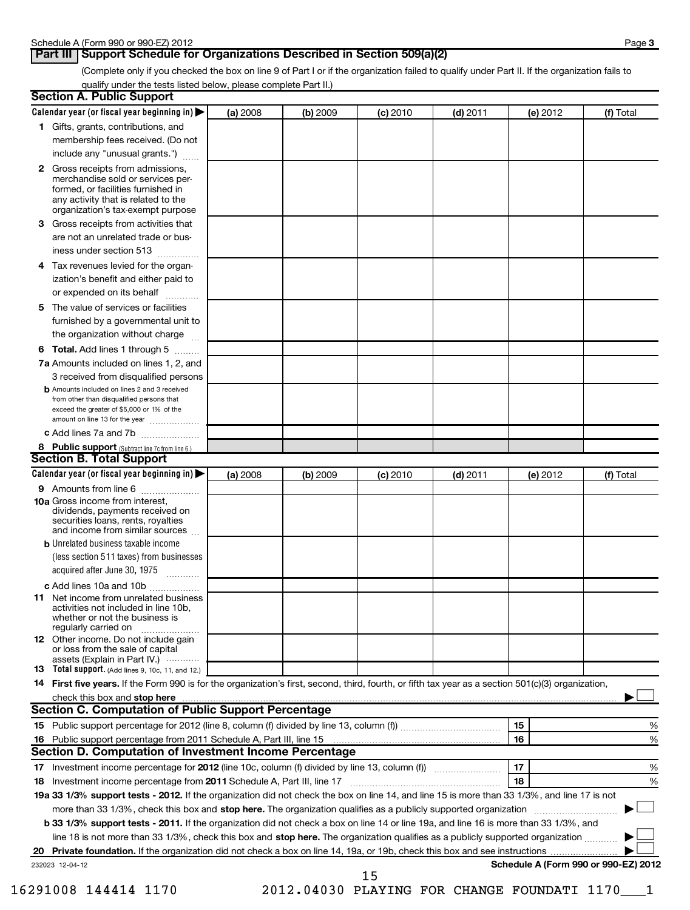Schedule A (Form 990 or 990-EZ) 2012 Page **3**

## Part III Support Schedule for Organizations Described in Section 509(a)(2)

(Complete only if you checked the box on line 9 of Part I or if the organization failed to qualify under Part II. If the organization fails to qualify under the tests listed below, please complete Part II.)

### Section A. Public Support

| Calendar year (or fiscal year beginning in) ▶ | (a) 2008 | (b) 2009 | (c) 2010 | (d) 2011 | (e) 2012 | (f) Total |
|---|---|---|---|---|---|---|
| **1** Gifts, grants, contributions, and membership fees received. (Do not include any "unusual grants.") | | | | | | |
| **2** Gross receipts from admissions, merchandise sold or services performed, or facilities furnished in any activity that is related to the organization's tax-exempt purpose | | | | | | |
| **3** Gross receipts from activities that are not an unrelated trade or business under section 513 | | | | | | |
| **4** Tax revenues levied for the organization's benefit and either paid to or expended on its behalf | | | | | | |
| **5** The value of services or facilities furnished by a governmental unit to the organization without charge | | | | | | |
| **6 Total.** Add lines 1 through 5 | | | | | | |
| **7a** Amounts included on lines 1, 2, and 3 received from disqualified persons | | | | | | |
| **b** Amounts included on lines 2 and 3 received from other than disqualified persons that exceed the greater of $5,000 or 1% of the amount on line 13 for the year | | | | | | |
| **c** Add lines 7a and 7b | | | | | | |
| **8 Public support** (Subtract line 7c from line 6.) | | | | | | |

### Section B. Total Support

| Calendar year (or fiscal year beginning in) ▶ | (a) 2008 | (b) 2009 | (c) 2010 | (d) 2011 | (e) 2012 | (f) Total |
|---|---|---|---|---|---|---|
| **9** Amounts from line 6 | | | | | | |
| **10a** Gross income from interest, dividends, payments received on securities loans, rents, royalties and income from similar sources | | | | | | |
| **b** Unrelated business taxable income (less section 511 taxes) from businesses acquired after June 30, 1975 | | | | | | |
| **c** Add lines 10a and 10b | | | | | | |
| **11** Net income from unrelated business activities not included in line 10b, whether or not the business is regularly carried on | | | | | | |
| **12** Other income. Do not include gain or loss from the sale of capital assets (Explain in Part IV.) | | | | | | |
| **13 Total support.** (Add lines 9, 10c, 11, and 12.) | | | | | | |

**14 First five years.** If the Form 990 is for the organization's first, second, third, fourth, or fifth tax year as a section 501(c)(3) organization, check this box and **stop here** ▶ ☐

### Section C. Computation of Public Support Percentage

| | | | |
|---|---|---|---|
| **15** | Public support percentage for 2012 (line 8, column (f) divided by line 13, column (f)) | 15 | % |
| **16** | Public support percentage from 2011 Schedule A, Part III, line 15 | 16 | % |

### Section D. Computation of Investment Income Percentage

| | | | |
|---|---|---|---|
| **17** | Investment income percentage for **2012** (line 10c, column (f) divided by line 13, column (f)) | 17 | % |
| **18** | Investment income percentage from **2011** Schedule A, Part III, line 17 | 18 | % |

**19a 33 1/3% support tests - 2012.** If the organization did not check the box on line 14, and line 15 is more than 33 1/3%, and line 17 is not more than 33 1/3%, check this box and **stop here.** The organization qualifies as a publicly supported organization ▶ ☐

**b 33 1/3% support tests - 2011.** If the organization did not check a box on line 14 or line 19a, and line 16 is more than 33 1/3%, and line 18 is not more than 33 1/3%, check this box and **stop here.** The organization qualifies as a publicly supported organization ▶ ☐

**20 Private foundation.** If the organization did not check a box on line 14, 19a, or 19b, check this box and see instructions ▶ ☐

232023 12-04-12 **Schedule A (Form 990 or 990-EZ) 2012**

16291008 144414 1170 2012.04030 PLAYING FOR CHANGE FOUNDATI 1170___1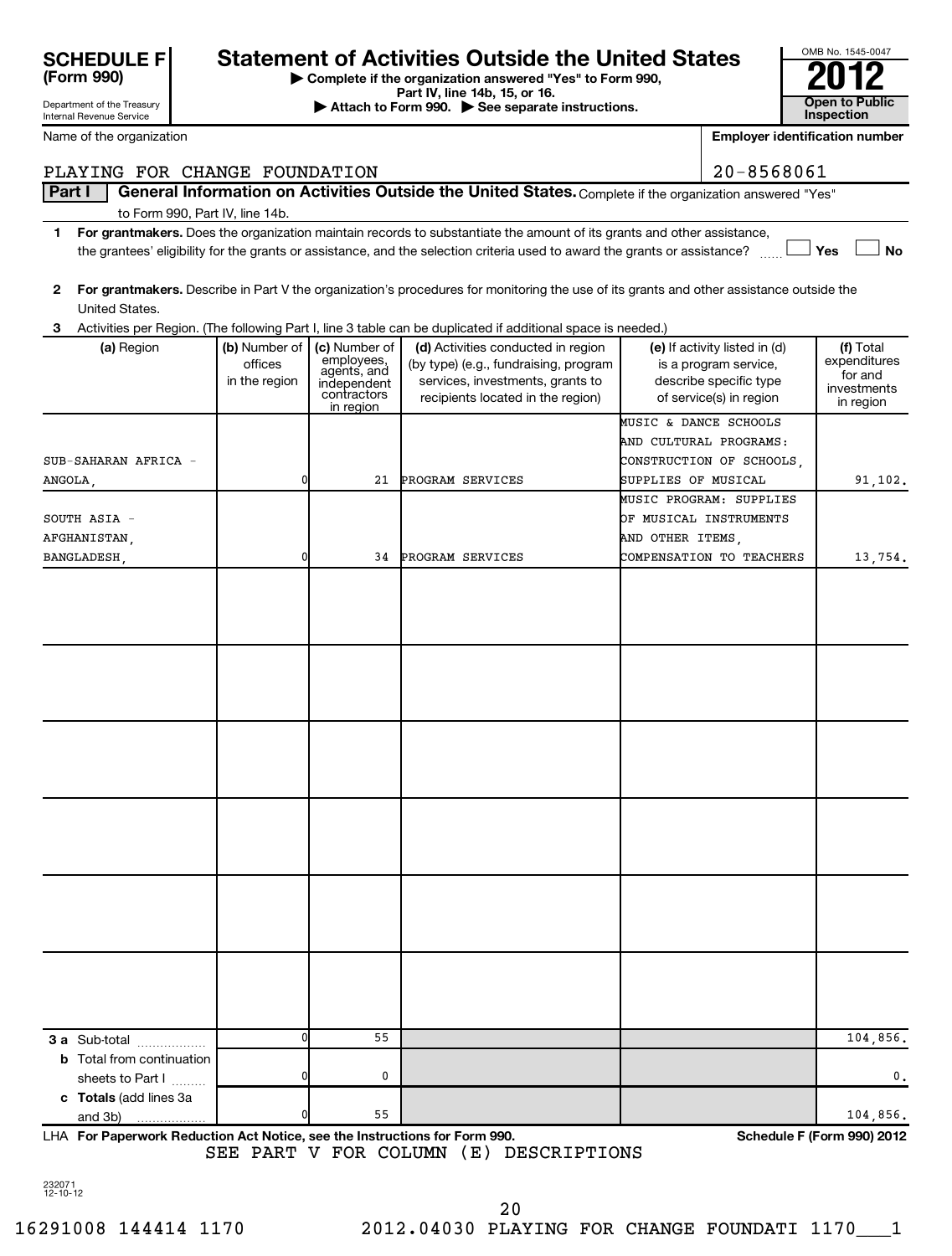**SCHEDULE F (Form 990)**

Department of the Treasury
Internal Revenue Service

# Statement of Activities Outside the United States

▶ Complete if the organization answered "Yes" to Form 990, Part IV, line 14b, 15, or 16.
▶ Attach to Form 990. ▶ See separate instructions.

OMB No. 1545-0047
**2012**
**Open to Public Inspection**

Name of the organization: PLAYING FOR CHANGE FOUNDATION

Employer identification number: 20-8568061

**Part I** **General Information on Activities Outside the United States.** Complete if the organization answered "Yes" to Form 990, Part IV, line 14b.

1 **For grantmakers.** Does the organization maintain records to substantiate the amount of its grants and other assistance, the grantees' eligibility for the grants or assistance, and the selection criteria used to award the grants or assistance? ☐ Yes ☐ No

2 **For grantmakers.** Describe in Part V the organization's procedures for monitoring the use of its grants and other assistance outside the United States.

3 Activities per Region. (The following Part I, line 3 table can be duplicated if additional space is needed.)

| (a) Region | (b) Number of offices in the region | (c) Number of employees, agents, and independent contractors in region | (d) Activities conducted in region (by type) (e.g., fundraising, program services, investments, grants to recipients located in the region) | (e) If activity listed in (d) is a program service, describe specific type of service(s) in region | (f) Total expenditures for and investments in region |
|---|---|---|---|---|---|
| SUB-SAHARAN AFRICA - ANGOLA, | 0 | 21 | PROGRAM SERVICES | MUSIC & DANCE SCHOOLS AND CULTURAL PROGRAMS: CONSTRUCTION OF SCHOOLS, SUPPLIES OF MUSICAL | 91,102. |
| SOUTH ASIA - AFGHANISTAN, BANGLADESH, | 0 | 34 | PROGRAM SERVICES | MUSIC PROGRAM: SUPPLIES OF MUSICAL INSTRUMENTS AND OTHER ITEMS, COMPENSATION TO TEACHERS | 13,754. |
| | | | | | |
| | | | | | |
| | | | | | |
| | | | | | |
| | | | | | |
| | | | | | |
| **3 a** Sub-total | 0 | 55 | | | 104,856. |
| **b** Total from continuation sheets to Part I | 0 | 0 | | | 0. |
| **c Totals** (add lines 3a and 3b) | 0 | 55 | | | 104,856. |

LHA **For Paperwork Reduction Act Notice, see the Instructions for Form 990.** **Schedule F (Form 990) 2012**

SEE PART V FOR COLUMN (E) DESCRIPTIONS

232071
12-10-12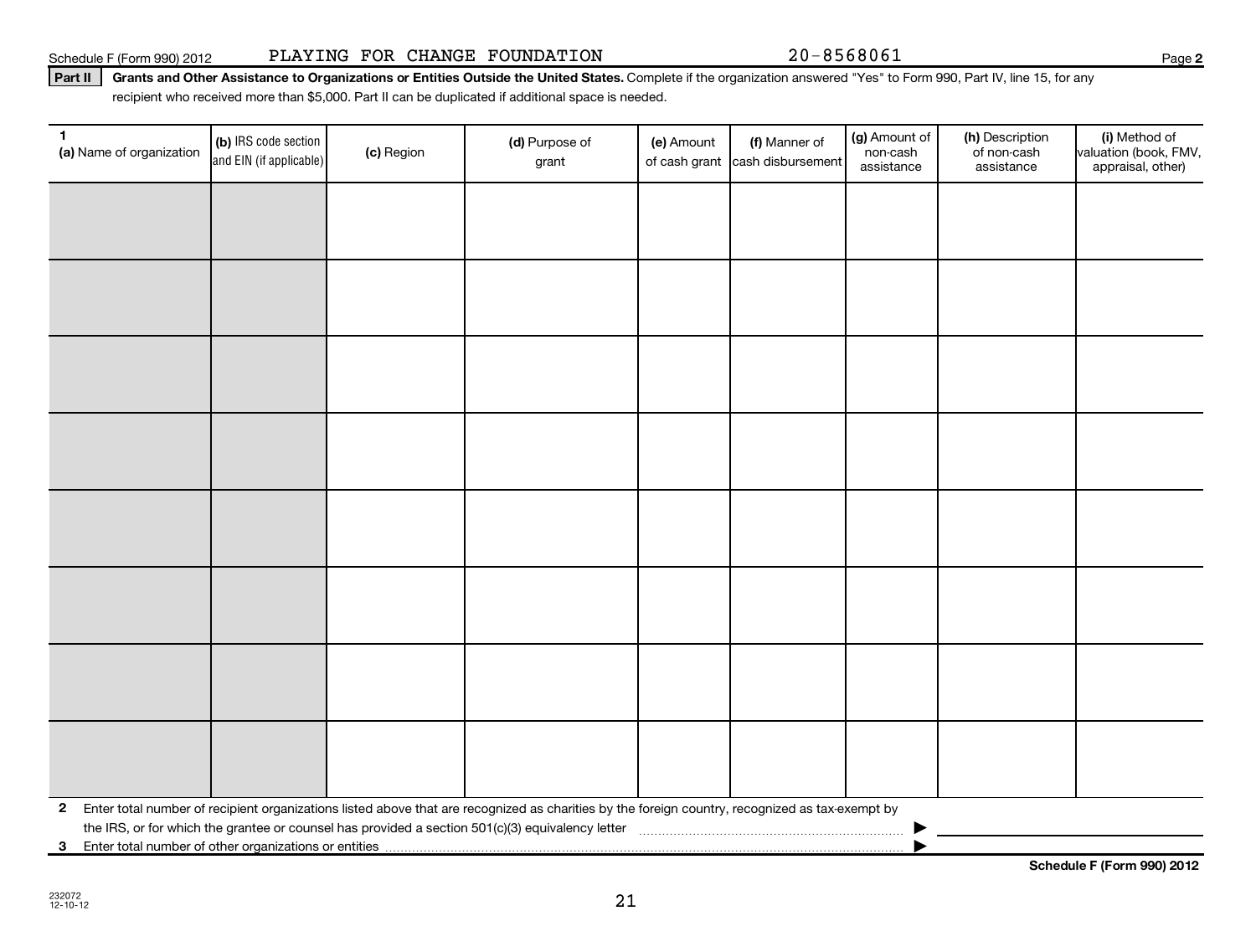Schedule F (Form 990) 2012 PLAYING FOR CHANGE FOUNDATION 20-8568061

**Part II** **Grants and Other Assistance to Organizations or Entities Outside the United States.** Complete if the organization answered "Yes" to Form 990, Part IV, line 15, for any recipient who received more than $5,000. Part II can be duplicated if additional space is needed.

| 1 (a) Name of organization | (b) IRS code section and EIN (if applicable) | (c) Region | (d) Purpose of grant | (e) Amount of cash grant | (f) Manner of cash disbursement | (g) Amount of non-cash assistance | (h) Description of non-cash assistance | (i) Method of valuation (book, FMV, appraisal, other) |
|---|---|---|---|---|---|---|---|---|
| | | | | | | | | |
| | | | | | | | | |
| | | | | | | | | |
| | | | | | | | | |
| | | | | | | | | |
| | | | | | | | | |
| | | | | | | | | |
| | | | | | | | | |

**2** Enter total number of recipient organizations listed above that are recognized as charities by the foreign country, recognized as tax-exempt by the IRS, or for which the grantee or counsel has provided a section 501(c)(3) equivalency letter ▶

**3** Enter total number of other organizations or entities ▶

**Schedule F (Form 990) 2012**

232072
12-10-12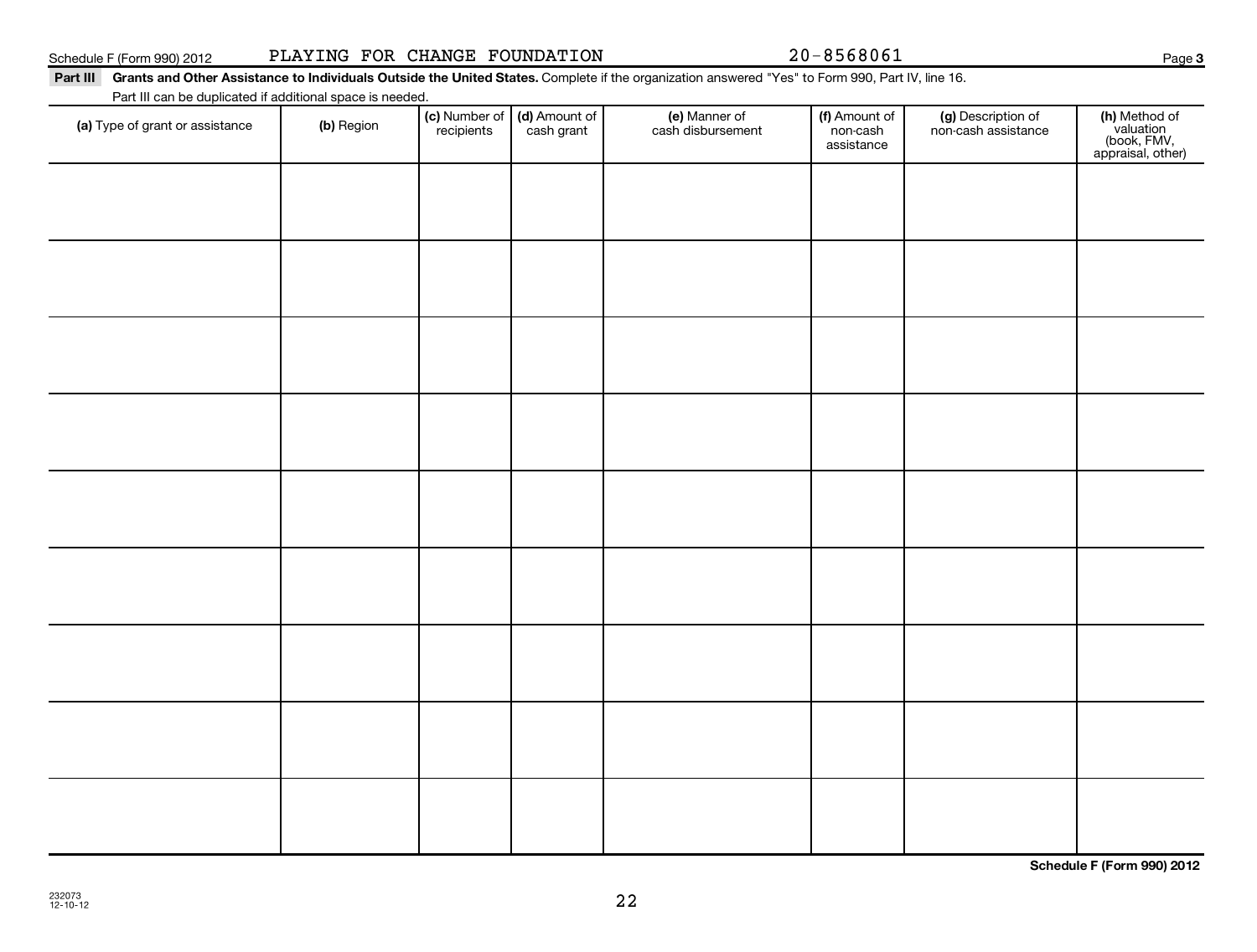Schedule F (Form 990) 2012 PLAYING FOR CHANGE FOUNDATION 20-8568061

**Part III** **Grants and Other Assistance to Individuals Outside the United States.** Complete if the organization answered "Yes" to Form 990, Part IV, line 16.

Part III can be duplicated if additional space is needed.

| (a) Type of grant or assistance | (b) Region | (c) Number of recipients | (d) Amount of cash grant | (e) Manner of cash disbursement | (f) Amount of non-cash assistance | (g) Description of non-cash assistance | (h) Method of valuation (book, FMV, appraisal, other) |
|---|---|---|---|---|---|---|---|
| | | | | | | | |
| | | | | | | | |
| | | | | | | | |
| | | | | | | | |
| | | | | | | | |
| | | | | | | | |
| | | | | | | | |
| | | | | | | | |
| | | | | | | | |

**Schedule F (Form 990) 2012**

232073
12-10-12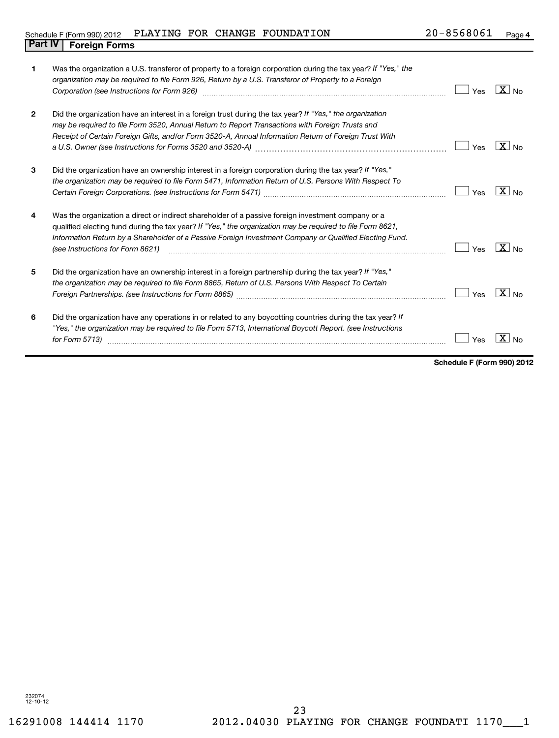Schedule F (Form 990) 2012 PLAYING FOR CHANGE FOUNDATION 20-8568061 Page 4

## Part IV Foreign Forms

| | | Yes | No |
|---|---|---|---|
| 1 | Was the organization a U.S. transferor of property to a foreign corporation during the tax year? *If "Yes," the organization may be required to file Form 926, Return by a U.S. Transferor of Property to a Foreign Corporation (see Instructions for Form 926)* | | X |
| 2 | Did the organization have an interest in a foreign trust during the tax year? *If "Yes," the organization may be required to file Form 3520, Annual Return to Report Transactions with Foreign Trusts and Receipt of Certain Foreign Gifts, and/or Form 3520-A, Annual Information Return of Foreign Trust With a U.S. Owner (see Instructions for Forms 3520 and 3520-A)* | | X |
| 3 | Did the organization have an ownership interest in a foreign corporation during the tax year? *If "Yes," the organization may be required to file Form 5471, Information Return of U.S. Persons With Respect To Certain Foreign Corporations. (see Instructions for Form 5471)* | | X |
| 4 | Was the organization a direct or indirect shareholder of a passive foreign investment company or a qualified electing fund during the tax year? *If "Yes," the organization may be required to file Form 8621, Information Return by a Shareholder of a Passive Foreign Investment Company or Qualified Electing Fund. (see Instructions for Form 8621)* | | X |
| 5 | Did the organization have an ownership interest in a foreign partnership during the tax year? *If "Yes," the organization may be required to file Form 8865, Return of U.S. Persons With Respect To Certain Foreign Partnerships. (see Instructions for Form 8865)* | | X |
| 6 | Did the organization have any operations in or related to any boycotting countries during the tax year? *If "Yes," the organization may be required to file Form 5713, International Boycott Report. (see Instructions for Form 5713)* | | X |

**Schedule F (Form 990) 2012**

232074 12-10-12

16291008 144414 1170 2012.04030 PLAYING FOR CHANGE FOUNDATI 1170___1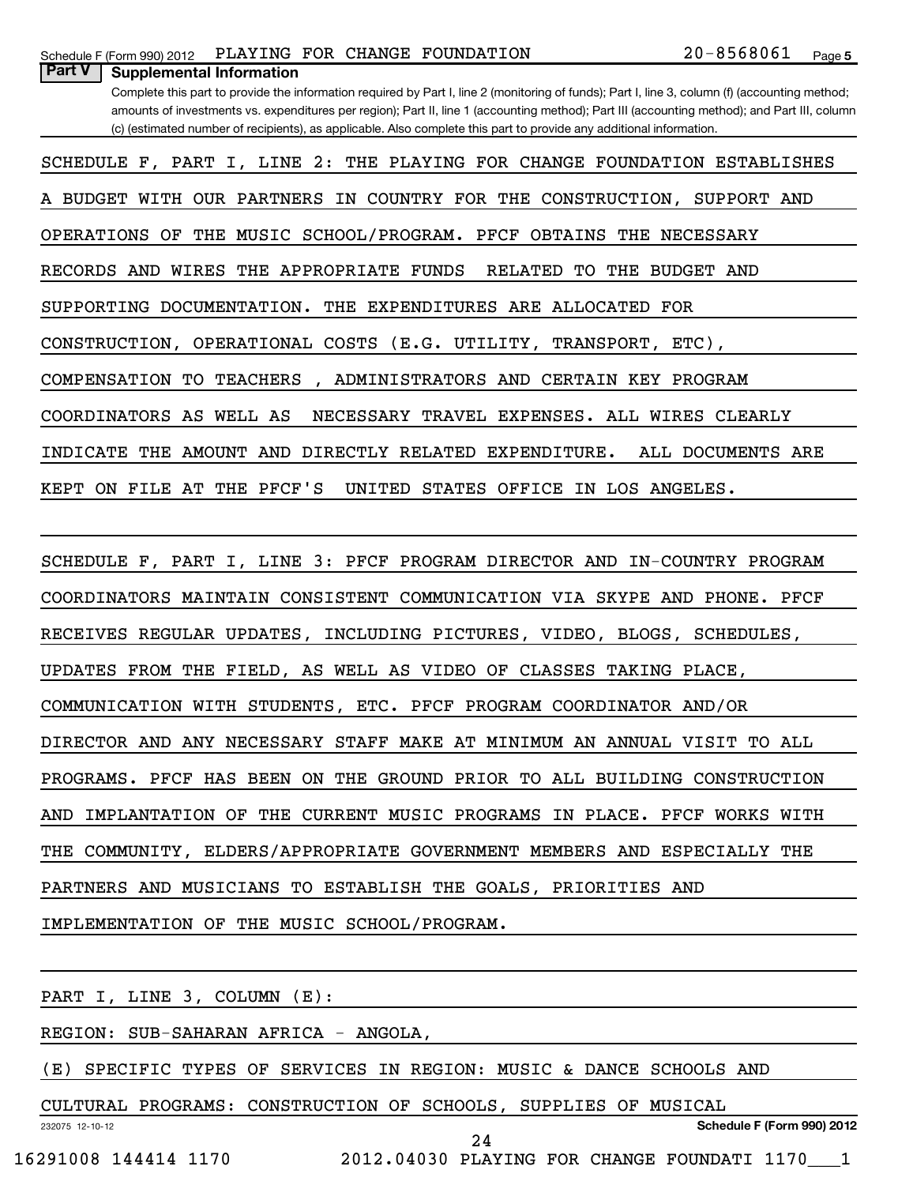## Part V Supplemental Information

Complete this part to provide the information required by Part I, line 2 (monitoring of funds); Part I, line 3, column (f) (accounting method; amounts of investments vs. expenditures per region); Part II, line 1 (accounting method); Part III (accounting method); and Part III, column (c) (estimated number of recipients), as applicable. Also complete this part to provide any additional information.

SCHEDULE F, PART I, LINE 2: THE PLAYING FOR CHANGE FOUNDATION ESTABLISHES A BUDGET WITH OUR PARTNERS IN COUNTRY FOR THE CONSTRUCTION, SUPPORT AND OPERATIONS OF THE MUSIC SCHOOL/PROGRAM. PFCF OBTAINS THE NECESSARY RECORDS AND WIRES THE APPROPRIATE FUNDS RELATED TO THE BUDGET AND SUPPORTING DOCUMENTATION. THE EXPENDITURES ARE ALLOCATED FOR CONSTRUCTION, OPERATIONAL COSTS (E.G. UTILITY, TRANSPORT, ETC), COMPENSATION TO TEACHERS , ADMINISTRATORS AND CERTAIN KEY PROGRAM COORDINATORS AS WELL AS NECESSARY TRAVEL EXPENSES. ALL WIRES CLEARLY INDICATE THE AMOUNT AND DIRECTLY RELATED EXPENDITURE. ALL DOCUMENTS ARE KEPT ON FILE AT THE PFCF'S UNITED STATES OFFICE IN LOS ANGELES.

SCHEDULE F, PART I, LINE 3: PFCF PROGRAM DIRECTOR AND IN-COUNTRY PROGRAM COORDINATORS MAINTAIN CONSISTENT COMMUNICATION VIA SKYPE AND PHONE. PFCF RECEIVES REGULAR UPDATES, INCLUDING PICTURES, VIDEO, BLOGS, SCHEDULES, UPDATES FROM THE FIELD, AS WELL AS VIDEO OF CLASSES TAKING PLACE, COMMUNICATION WITH STUDENTS, ETC. PFCF PROGRAM COORDINATOR AND/OR DIRECTOR AND ANY NECESSARY STAFF MAKE AT MINIMUM AN ANNUAL VISIT TO ALL PROGRAMS. PFCF HAS BEEN ON THE GROUND PRIOR TO ALL BUILDING CONSTRUCTION AND IMPLANTATION OF THE CURRENT MUSIC PROGRAMS IN PLACE. PFCF WORKS WITH THE COMMUNITY, ELDERS/APPROPRIATE GOVERNMENT MEMBERS AND ESPECIALLY THE PARTNERS AND MUSICIANS TO ESTABLISH THE GOALS, PRIORITIES AND IMPLEMENTATION OF THE MUSIC SCHOOL/PROGRAM.

PART I, LINE 3, COLUMN (E):

REGION: SUB-SAHARAN AFRICA - ANGOLA,

(E) SPECIFIC TYPES OF SERVICES IN REGION: MUSIC & DANCE SCHOOLS AND CULTURAL PROGRAMS: CONSTRUCTION OF SCHOOLS, SUPPLIES OF MUSICAL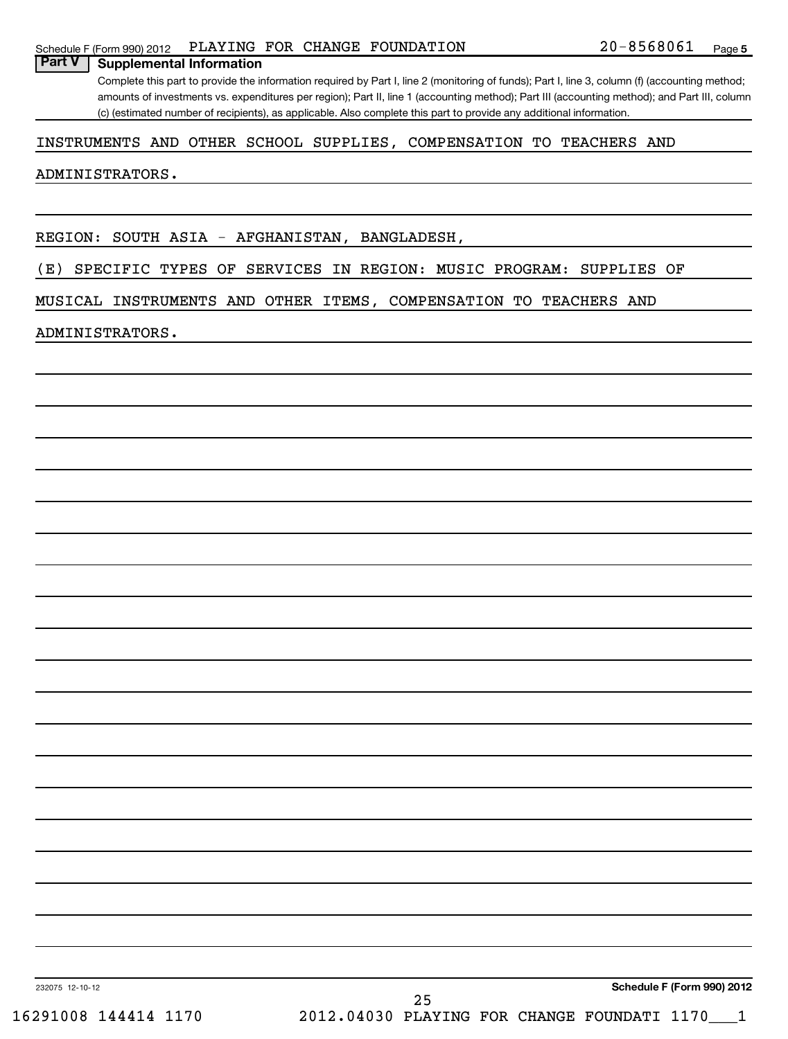## Part V Supplemental Information

Complete this part to provide the information required by Part I, line 2 (monitoring of funds); Part I, line 3, column (f) (accounting method; amounts of investments vs. expenditures per region); Part II, line 1 (accounting method); Part III (accounting method); and Part III, column (c) (estimated number of recipients), as applicable. Also complete this part to provide any additional information.

INSTRUMENTS AND OTHER SCHOOL SUPPLIES, COMPENSATION TO TEACHERS AND ADMINISTRATORS.

REGION: SOUTH ASIA - AFGHANISTAN, BANGLADESH,

(E) SPECIFIC TYPES OF SERVICES IN REGION: MUSIC PROGRAM: SUPPLIES OF MUSICAL INSTRUMENTS AND OTHER ITEMS, COMPENSATION TO TEACHERS AND ADMINISTRATORS.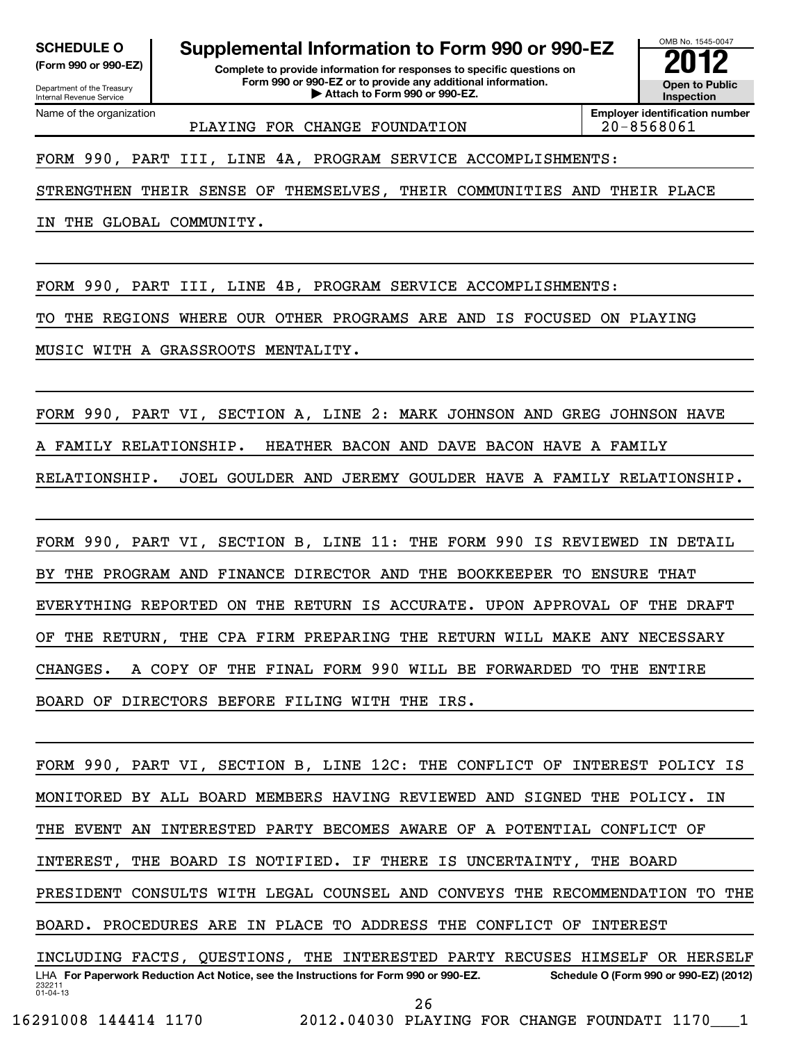**SCHEDULE O** (Form 990 or 990-EZ)

Department of the Treasury
Internal Revenue Service

# Supplemental Information to Form 990 or 990-EZ

**Complete to provide information for responses to specific questions on Form 990 or 990-EZ or to provide any additional information.**
**▶ Attach to Form 990 or 990-EZ.**

OMB No. 1545-0047
**2012**
**Open to Public Inspection**

Name of the organization: PLAYING FOR CHANGE FOUNDATION

**Employer identification number** 20-8568061

FORM 990, PART III, LINE 4A, PROGRAM SERVICE ACCOMPLISHMENTS:
STRENGTHEN THEIR SENSE OF THEMSELVES, THEIR COMMUNITIES AND THEIR PLACE IN THE GLOBAL COMMUNITY.

FORM 990, PART III, LINE 4B, PROGRAM SERVICE ACCOMPLISHMENTS:
TO THE REGIONS WHERE OUR OTHER PROGRAMS ARE AND IS FOCUSED ON PLAYING MUSIC WITH A GRASSROOTS MENTALITY.

FORM 990, PART VI, SECTION A, LINE 2: MARK JOHNSON AND GREG JOHNSON HAVE A FAMILY RELATIONSHIP. HEATHER BACON AND DAVE BACON HAVE A FAMILY RELATIONSHIP. JOEL GOULDER AND JEREMY GOULDER HAVE A FAMILY RELATIONSHIP.

FORM 990, PART VI, SECTION B, LINE 11: THE FORM 990 IS REVIEWED IN DETAIL BY THE PROGRAM AND FINANCE DIRECTOR AND THE BOOKKEEPER TO ENSURE THAT EVERYTHING REPORTED ON THE RETURN IS ACCURATE. UPON APPROVAL OF THE DRAFT OF THE RETURN, THE CPA FIRM PREPARING THE RETURN WILL MAKE ANY NECESSARY CHANGES. A COPY OF THE FINAL FORM 990 WILL BE FORWARDED TO THE ENTIRE BOARD OF DIRECTORS BEFORE FILING WITH THE IRS.

FORM 990, PART VI, SECTION B, LINE 12C: THE CONFLICT OF INTEREST POLICY IS MONITORED BY ALL BOARD MEMBERS HAVING REVIEWED AND SIGNED THE POLICY. IN THE EVENT AN INTERESTED PARTY BECOMES AWARE OF A POTENTIAL CONFLICT OF INTEREST, THE BOARD IS NOTIFIED. IF THERE IS UNCERTAINTY, THE BOARD PRESIDENT CONSULTS WITH LEGAL COUNSEL AND CONVEYS THE RECOMMENDATION TO THE BOARD. PROCEDURES ARE IN PLACE TO ADDRESS THE CONFLICT OF INTEREST INCLUDING FACTS, QUESTIONS, THE INTERESTED PARTY RECUSES HIMSELF OR HERSELF

LHA **For Paperwork Reduction Act Notice, see the Instructions for Form 990 or 990-EZ.** **Schedule O (Form 990 or 990-EZ) (2012)**

232211 01-04-13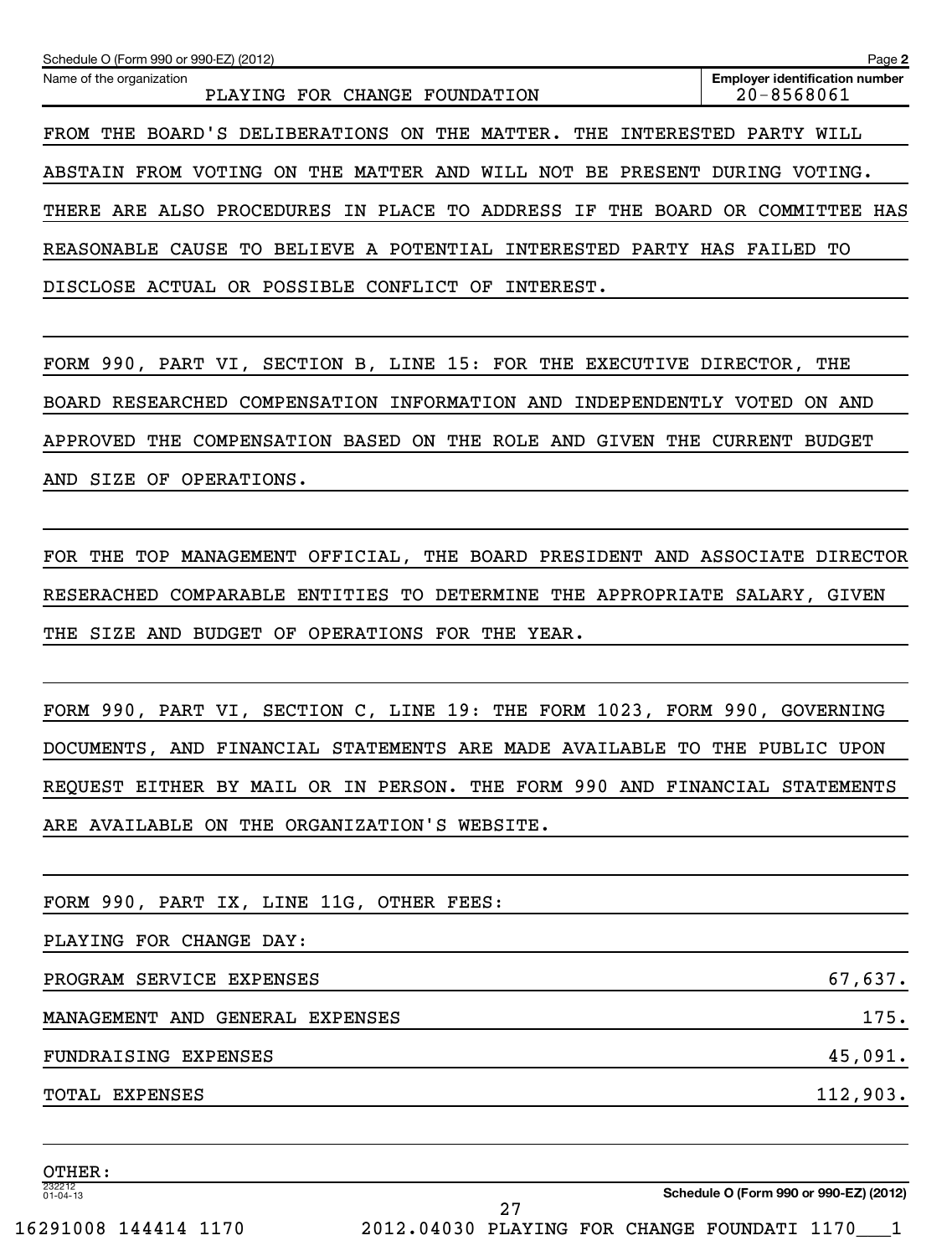FROM THE BOARD'S DELIBERATIONS ON THE MATTER. THE INTERESTED PARTY WILL ABSTAIN FROM VOTING ON THE MATTER AND WILL NOT BE PRESENT DURING VOTING. THERE ARE ALSO PROCEDURES IN PLACE TO ADDRESS IF THE BOARD OR COMMITTEE HAS REASONABLE CAUSE TO BELIEVE A POTENTIAL INTERESTED PARTY HAS FAILED TO DISCLOSE ACTUAL OR POSSIBLE CONFLICT OF INTEREST.

FORM 990, PART VI, SECTION B, LINE 15: FOR THE EXECUTIVE DIRECTOR, THE BOARD RESEARCHED COMPENSATION INFORMATION AND INDEPENDENTLY VOTED ON AND APPROVED THE COMPENSATION BASED ON THE ROLE AND GIVEN THE CURRENT BUDGET AND SIZE OF OPERATIONS.

FOR THE TOP MANAGEMENT OFFICIAL, THE BOARD PRESIDENT AND ASSOCIATE DIRECTOR RESERACHED COMPARABLE ENTITIES TO DETERMINE THE APPROPRIATE SALARY, GIVEN THE SIZE AND BUDGET OF OPERATIONS FOR THE YEAR.

FORM 990, PART VI, SECTION C, LINE 19: THE FORM 1023, FORM 990, GOVERNING DOCUMENTS, AND FINANCIAL STATEMENTS ARE MADE AVAILABLE TO THE PUBLIC UPON REQUEST EITHER BY MAIL OR IN PERSON. THE FORM 990 AND FINANCIAL STATEMENTS ARE AVAILABLE ON THE ORGANIZATION'S WEBSITE.

FORM 990, PART IX, LINE 11G, OTHER FEES:

PLAYING FOR CHANGE DAY:

| | |
|---|---:|
| PROGRAM SERVICE EXPENSES | 67,637. |
| MANAGEMENT AND GENERAL EXPENSES | 175. |
| FUNDRAISING EXPENSES | 45,091. |
| TOTAL EXPENSES | 112,903. |

OTHER: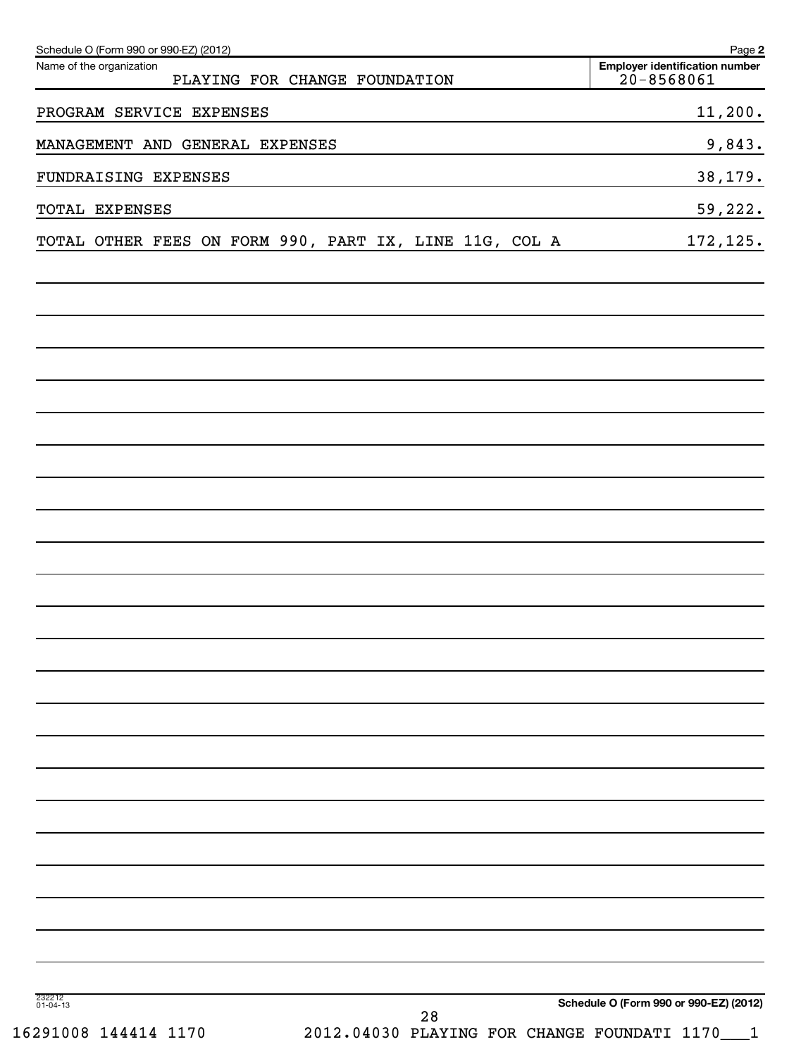Schedule O (Form 990 or 990-EZ) (2012)

| Name of the organization | Employer identification number |
| --- | --- |
| PLAYING FOR CHANGE FOUNDATION | 20-8568061 |

| | |
| --- | --- |
| PROGRAM SERVICE EXPENSES | 11,200. |
| MANAGEMENT AND GENERAL EXPENSES | 9,843. |
| FUNDRAISING EXPENSES | 38,179. |
| TOTAL EXPENSES | 59,222. |
| TOTAL OTHER FEES ON FORM 990, PART IX, LINE 11G, COL A | 172,125. |

232212 01-04-13

**Schedule O (Form 990 or 990-EZ) (2012)**

16291008 144414 1170 2012.04030 PLAYING FOR CHANGE FOUNDATI 1170___1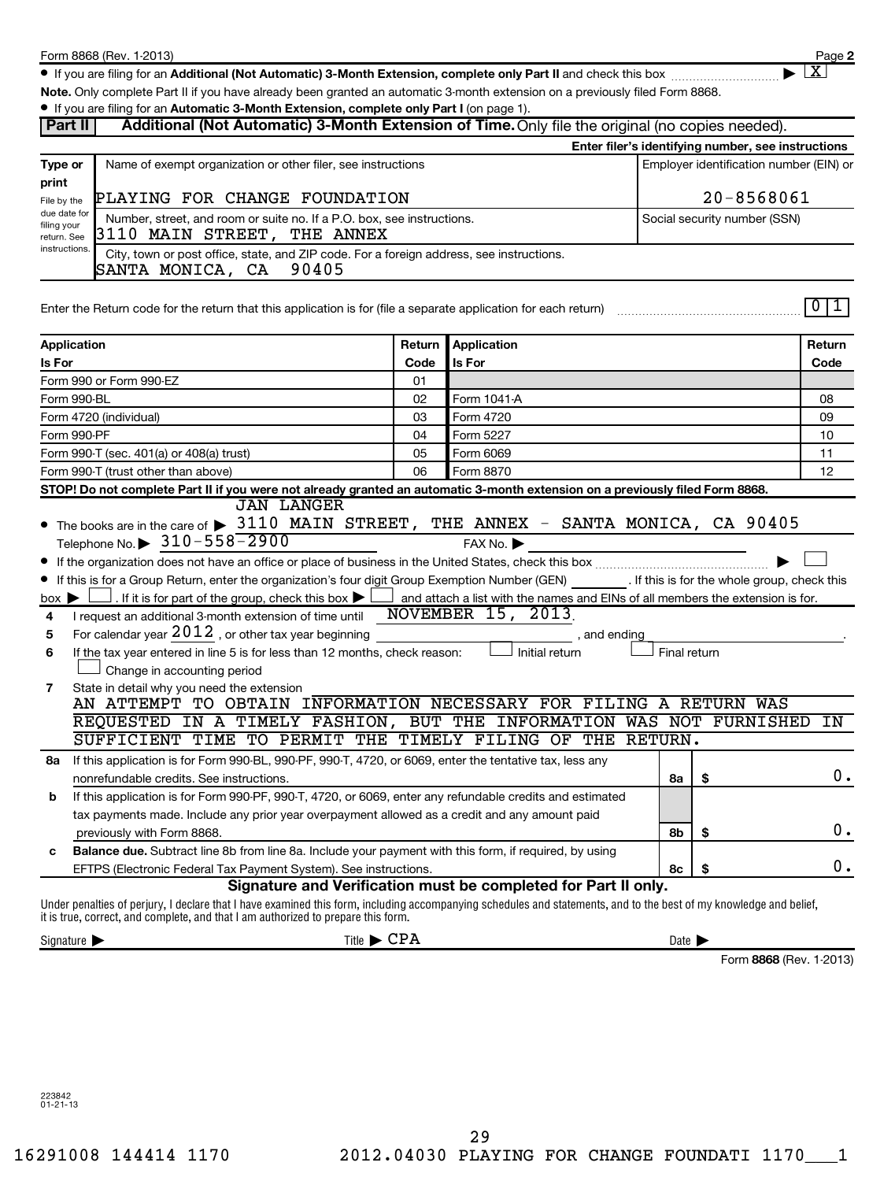Form 8868 (Rev. 1-2013) Page **2**

- If you are filing for an **Additional (Not Automatic) 3-Month Extension, complete only Part II** and check this box ▶ [X]

**Note.** Only complete Part II if you have already been granted an automatic 3-month extension on a previously filed Form 8868.

- If you are filing for an **Automatic 3-Month Extension, complete only Part I** (on page 1).

## Part II — Additional (Not Automatic) 3-Month Extension of Time. Only file the original (no copies needed).

**Enter filer's identifying number, see instructions**

| Type or print | Name of exempt organization or other filer, see instructions | Employer identification number (EIN) or |
|---|---|---|
| File by the due date for filing your return. See instructions. | PLAYING FOR CHANGE FOUNDATION | 20-8568061 |
| | Number, street, and room or suite no. If a P.O. box, see instructions. 3110 MAIN STREET, THE ANNEX | Social security number (SSN) |
| | City, town or post office, state, and ZIP code. For a foreign address, see instructions. SANTA MONICA, CA 90405 | |

Enter the Return code for the return that this application is for (file a separate application for each return) ........ 0 1

| Application Is For | Return Code | Application Is For | Return Code |
|---|---|---|---|
| Form 990 or Form 990-EZ | 01 | | |
| Form 990-BL | 02 | Form 1041-A | 08 |
| Form 4720 (individual) | 03 | Form 4720 | 09 |
| Form 990-PF | 04 | Form 5227 | 10 |
| Form 990-T (sec. 401(a) or 408(a) trust) | 05 | Form 6069 | 11 |
| Form 990-T (trust other than above) | 06 | Form 8870 | 12 |

**STOP! Do not complete Part II if you were not already granted an automatic 3-month extension on a previously filed Form 8868.**

- The books are in the care of ▶ JAN LANGER 3110 MAIN STREET, THE ANNEX - SANTA MONICA, CA 90405
  Telephone No. ▶ 310-558-2900 FAX No. ▶
- If the organization does not have an office or place of business in the United States, check this box ▶ [ ]
- If this is for a Group Return, enter the organization's four digit Group Exemption Number (GEN) ______. If this is for the whole group, check this box ▶ [ ]. If it is for part of the group, check this box ▶ [ ] and attach a list with the names and EINs of all members the extension is for.

**4** I request an additional 3-month extension of time until NOVEMBER 15, 2013.

**5** For calendar year 2012, or other tax year beginning ______________, and ending ______________.

**6** If the tax year entered in line 5 is for less than 12 months, check reason: [ ] Initial return [ ] Final return [ ] Change in accounting period

**7** State in detail why you need the extension
AN ATTEMPT TO OBTAIN INFORMATION NECESSARY FOR FILING A RETURN WAS REQUESTED IN A TIMELY FASHION, BUT THE INFORMATION WAS NOT FURNISHED IN SUFFICIENT TIME TO PERMIT THE TIMELY FILING OF THE RETURN.

| | | | |
|---|---|---|---|
| **8a** | If this application is for Form 990-BL, 990-PF, 990-T, 4720, or 6069, enter the tentative tax, less any nonrefundable credits. See instructions. | 8a | $ 0. |
| **b** | If this application is for Form 990-PF, 990-T, 4720, or 6069, enter any refundable credits and estimated tax payments made. Include any prior year overpayment allowed as a credit and any amount paid previously with Form 8868. | 8b | $ 0. |
| **c** | **Balance due.** Subtract line 8b from line 8a. Include your payment with this form, if required, by using EFTPS (Electronic Federal Tax Payment System). See instructions. | 8c | $ 0. |

### Signature and Verification must be completed for Part II only.

Under penalties of perjury, I declare that I have examined this form, including accompanying schedules and statements, and to the best of my knowledge and belief, it is true, correct, and complete, and that I am authorized to prepare this form.

Signature ▶ Title ▶ CPA Date ▶

Form **8868** (Rev. 1-2013)

223842 01-21-13

16291008 144414 1170 2012.04030 PLAYING FOR CHANGE FOUNDATI 1170___1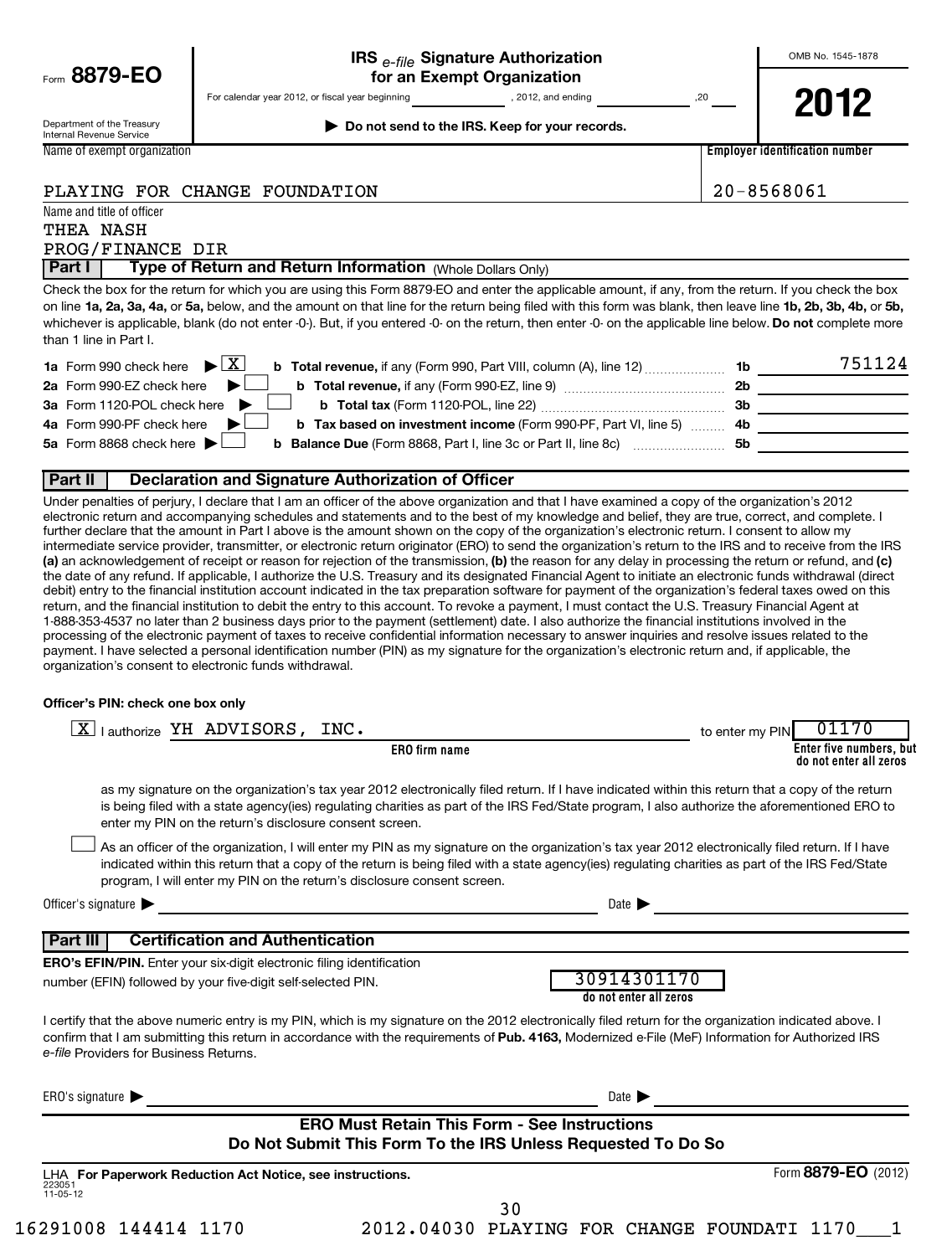Form **8879-EO**

Department of the Treasury
Internal Revenue Service

# IRS *e-file* Signature Authorization for an Exempt Organization

For calendar year 2012, or fiscal year beginning ____________ , 2012, and ending ____________ ,20 ____

**▶ Do not send to the IRS. Keep for your records.**

OMB No. 1545-1878

**2012**

| Name of exempt organization | Employer identification number |
|---|---|
| PLAYING FOR CHANGE FOUNDATION | 20-8568061 |

Name and title of officer
THEA NASH
PROG/FINANCE DIR

## Part I | Type of Return and Return Information (Whole Dollars Only)

Check the box for the return for which you are using this Form 8879-EO and enter the applicable amount, if any, from the return. If you check the box on line **1a, 2a, 3a, 4a,** or **5a,** below, and the amount on that line for the return being filed with this form was blank, then leave line **1b, 2b, 3b, 4b,** or **5b,** whichever is applicable, blank (do not enter -0-). But, if you entered -0- on the return, then enter -0- on the applicable line below. **Do not** complete more than 1 line in Part I.

| | | | |
|---|---|---|---|
| **1a** Form 990 check here ▶ [X] | **b Total revenue,** if any (Form 990, Part VIII, column (A), line 12) | **1b** | 751124 |
| **2a** Form 990-EZ check here ▶ [ ] | **b Total revenue,** if any (Form 990-EZ, line 9) | **2b** | |
| **3a** Form 1120-POL check here ▶ [ ] | **b Total tax** (Form 1120-POL, line 22) | **3b** | |
| **4a** Form 990-PF check here ▶ [ ] | **b Tax based on investment income** (Form 990-PF, Part VI, line 5) | **4b** | |
| **5a** Form 8868 check here ▶ [ ] | **b Balance Due** (Form 8868, Part I, line 3c or Part II, line 8c) | **5b** | |

## Part II | Declaration and Signature Authorization of Officer

Under penalties of perjury, I declare that I am an officer of the above organization and that I have examined a copy of the organization's 2012 electronic return and accompanying schedules and statements and to the best of my knowledge and belief, they are true, correct, and complete. I further declare that the amount in Part I above is the amount shown on the copy of the organization's electronic return. I consent to allow my intermediate service provider, transmitter, or electronic return originator (ERO) to send the organization's return to the IRS and to receive from the IRS **(a)** an acknowledgement of receipt or reason for rejection of the transmission, **(b)** the reason for any delay in processing the return or refund, and **(c)** the date of any refund. If applicable, I authorize the U.S. Treasury and its designated Financial Agent to initiate an electronic funds withdrawal (direct debit) entry to the financial institution account indicated in the tax preparation software for payment of the organization's federal taxes owed on this return, and the financial institution to debit the entry to this account. To revoke a payment, I must contact the U.S. Treasury Financial Agent at 1-888-353-4537 no later than 2 business days prior to the payment (settlement) date. I also authorize the financial institutions involved in the processing of the electronic payment of taxes to receive confidential information necessary to answer inquiries and resolve issues related to the payment. I have selected a personal identification number (PIN) as my signature for the organization's electronic return and, if applicable, the organization's consent to electronic funds withdrawal.

**Officer's PIN: check one box only**

[X] I authorize YH ADVISORS, INC. (**ERO firm name**) to enter my PIN 01170 (**Enter five numbers, but do not enter all zeros**)

as my signature on the organization's tax year 2012 electronically filed return. If I have indicated within this return that a copy of the return is being filed with a state agency(ies) regulating charities as part of the IRS Fed/State program, I also authorize the aforementioned ERO to enter my PIN on the return's disclosure consent screen.

[ ] As an officer of the organization, I will enter my PIN as my signature on the organization's tax year 2012 electronically filed return. If I have indicated within this return that a copy of the return is being filed with a state agency(ies) regulating charities as part of the IRS Fed/State program, I will enter my PIN on the return's disclosure consent screen.

Officer's signature ▶ ______________________ Date ▶ ______________

## Part III | Certification and Authentication

**ERO's EFIN/PIN.** Enter your six-digit electronic filing identification number (EFIN) followed by your five-digit self-selected PIN.

30914301170
**do not enter all zeros**

I certify that the above numeric entry is my PIN, which is my signature on the 2012 electronically filed return for the organization indicated above. I confirm that I am submitting this return in accordance with the requirements of **Pub. 4163,** Modernized e-File (MeF) Information for Authorized IRS *e-file* Providers for Business Returns.

ERO's signature ▶ ______________________ Date ▶ ______________

**ERO Must Retain This Form - See Instructions**
**Do Not Submit This Form To the IRS Unless Requested To Do So**

LHA **For Paperwork Reduction Act Notice, see instructions.**
223051
11-05-12

Form **8879-EO** (2012)